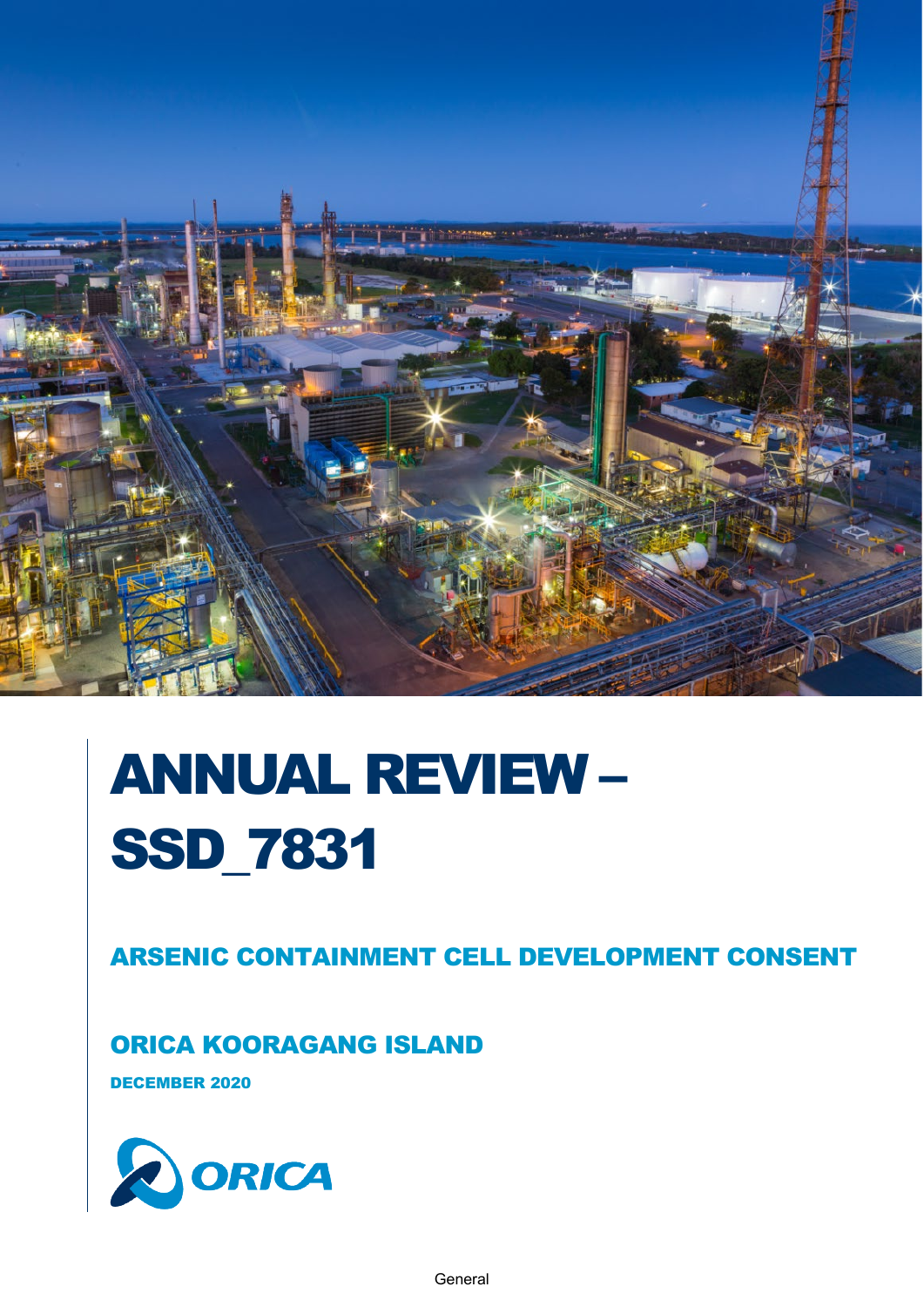# ANNUAL REVIEW – SSD_7831

## ARSENIC CONTAINMENT CELL DEVELOPMENT CONSENT

## ORICA KOORAGANG ISLAND

**DECEMBER 2020**

ORICA

General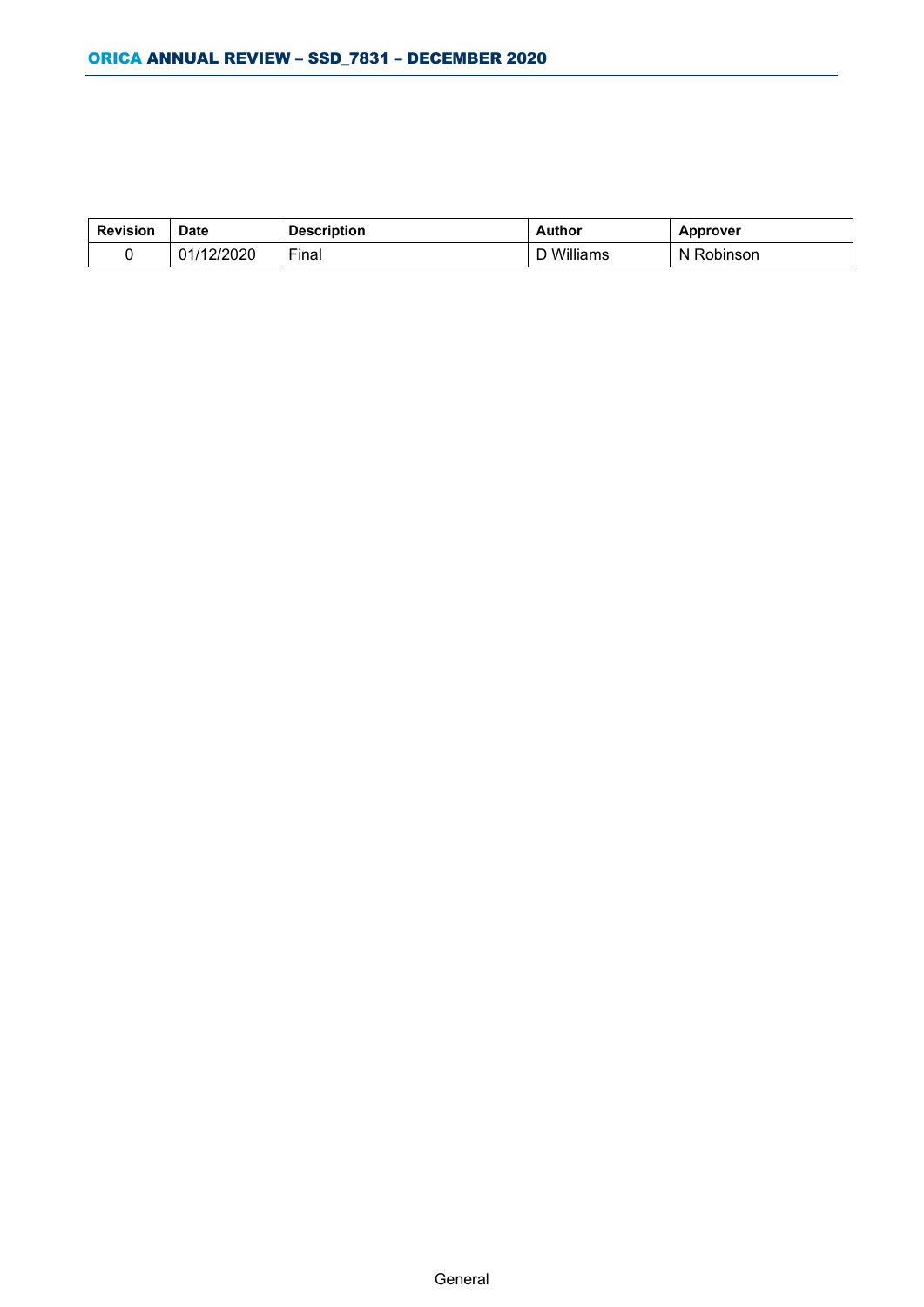| Revision | Date | Description | Author | Approver |
|---|---|---|---|---|
| 0 | 01/12/2020 | Final | D Williams | N Robinson |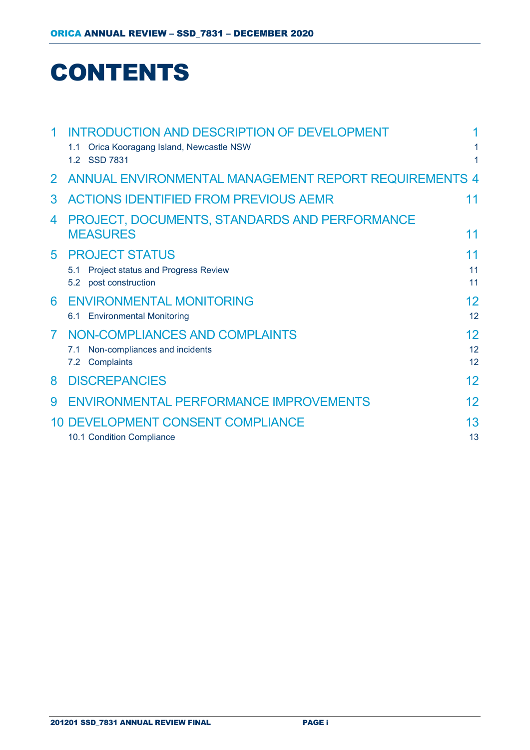# CONTENTS

1 INTRODUCTION AND DESCRIPTION OF DEVELOPMENT 1
  1.1 Orica Kooragang Island, Newcastle NSW 1
  1.2 SSD 7831 1

2 ANNUAL ENVIRONMENTAL MANAGEMENT REPORT REQUIREMENTS 4

3 ACTIONS IDENTIFIED FROM PREVIOUS AEMR 11

4 PROJECT, DOCUMENTS, STANDARDS AND PERFORMANCE MEASURES 11

5 PROJECT STATUS 11
  5.1 Project status and Progress Review 11
  5.2 post construction 11

6 ENVIRONMENTAL MONITORING 12
  6.1 Environmental Monitoring 12

7 NON-COMPLIANCES AND COMPLAINTS 12
  7.1 Non-compliances and incidents 12
  7.2 Complaints 12

8 DISCREPANCIES 12

9 ENVIRONMENTAL PERFORMANCE IMPROVEMENTS 12

10 DEVELOPMENT CONSENT COMPLIANCE 13
  10.1 Condition Compliance 13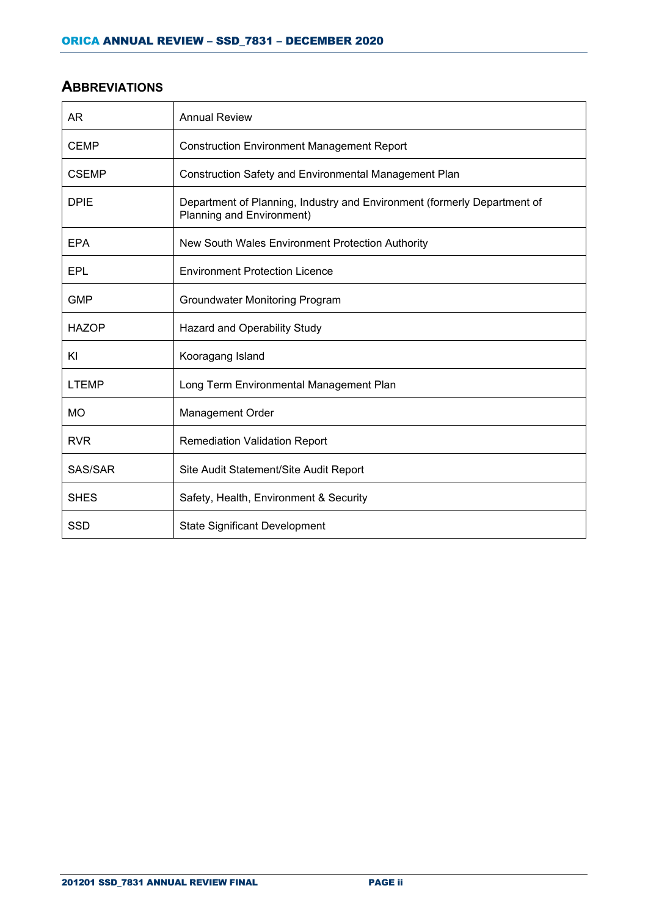## ABBREVIATIONS

| | |
|---|---|
| AR | Annual Review |
| CEMP | Construction Environment Management Report |
| CSEMP | Construction Safety and Environmental Management Plan |
| DPIE | Department of Planning, Industry and Environment (formerly Department of Planning and Environment) |
| EPA | New South Wales Environment Protection Authority |
| EPL | Environment Protection Licence |
| GMP | Groundwater Monitoring Program |
| HAZOP | Hazard and Operability Study |
| KI | Kooragang Island |
| LTEMP | Long Term Environmental Management Plan |
| MO | Management Order |
| RVR | Remediation Validation Report |
| SAS/SAR | Site Audit Statement/Site Audit Report |
| SHES | Safety, Health, Environment & Security |
| SSD | State Significant Development |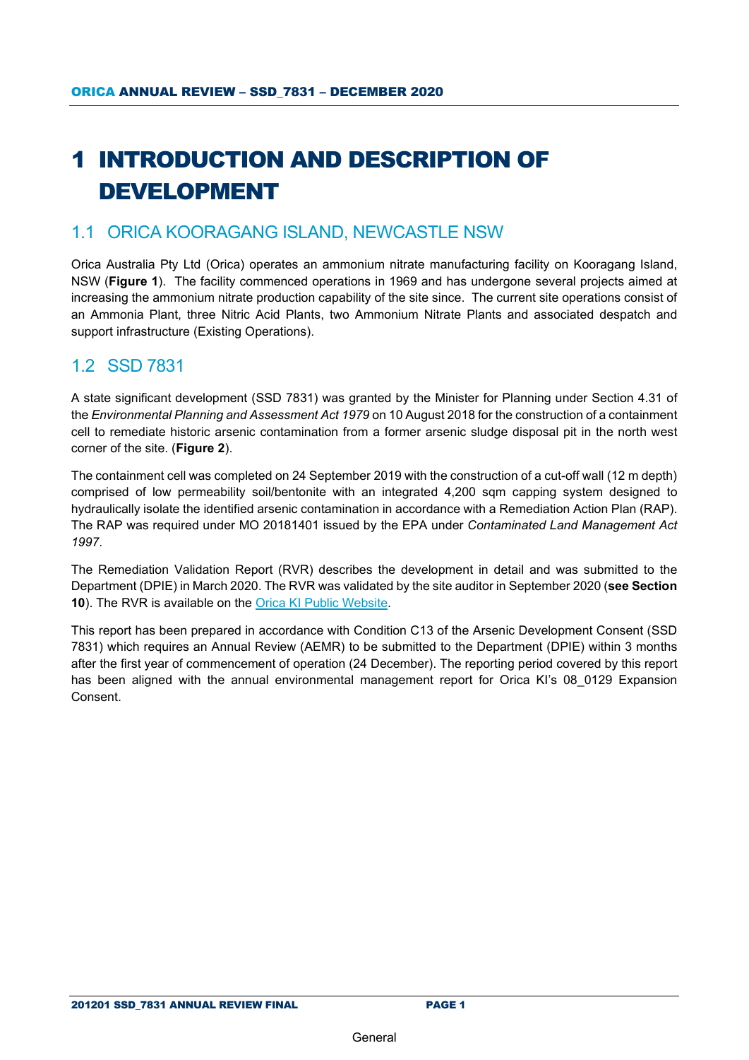# 1 INTRODUCTION AND DESCRIPTION OF DEVELOPMENT

## 1.1 ORICA KOORAGANG ISLAND, NEWCASTLE NSW

Orica Australia Pty Ltd (Orica) operates an ammonium nitrate manufacturing facility on Kooragang Island, NSW (**Figure 1**). The facility commenced operations in 1969 and has undergone several projects aimed at increasing the ammonium nitrate production capability of the site since. The current site operations consist of an Ammonia Plant, three Nitric Acid Plants, two Ammonium Nitrate Plants and associated despatch and support infrastructure (Existing Operations).

## 1.2 SSD 7831

A state significant development (SSD 7831) was granted by the Minister for Planning under Section 4.31 of the *Environmental Planning and Assessment Act 1979* on 10 August 2018 for the construction of a containment cell to remediate historic arsenic contamination from a former arsenic sludge disposal pit in the north west corner of the site. (**Figure 2**).

The containment cell was completed on 24 September 2019 with the construction of a cut-off wall (12 m depth) comprised of low permeability soil/bentonite with an integrated 4,200 sqm capping system designed to hydraulically isolate the identified arsenic contamination in accordance with a Remediation Action Plan (RAP). The RAP was required under MO 20181401 issued by the EPA under *Contaminated Land Management Act 1997*.

The Remediation Validation Report (RVR) describes the development in detail and was submitted to the Department (DPIE) in March 2020. The RVR was validated by the site auditor in September 2020 (**see Section 10**). The RVR is available on the Orica KI Public Website.

This report has been prepared in accordance with Condition C13 of the Arsenic Development Consent (SSD 7831) which requires an Annual Review (AEMR) to be submitted to the Department (DPIE) within 3 months after the first year of commencement of operation (24 December). The reporting period covered by this report has been aligned with the annual environmental management report for Orica KI's 08_0129 Expansion Consent.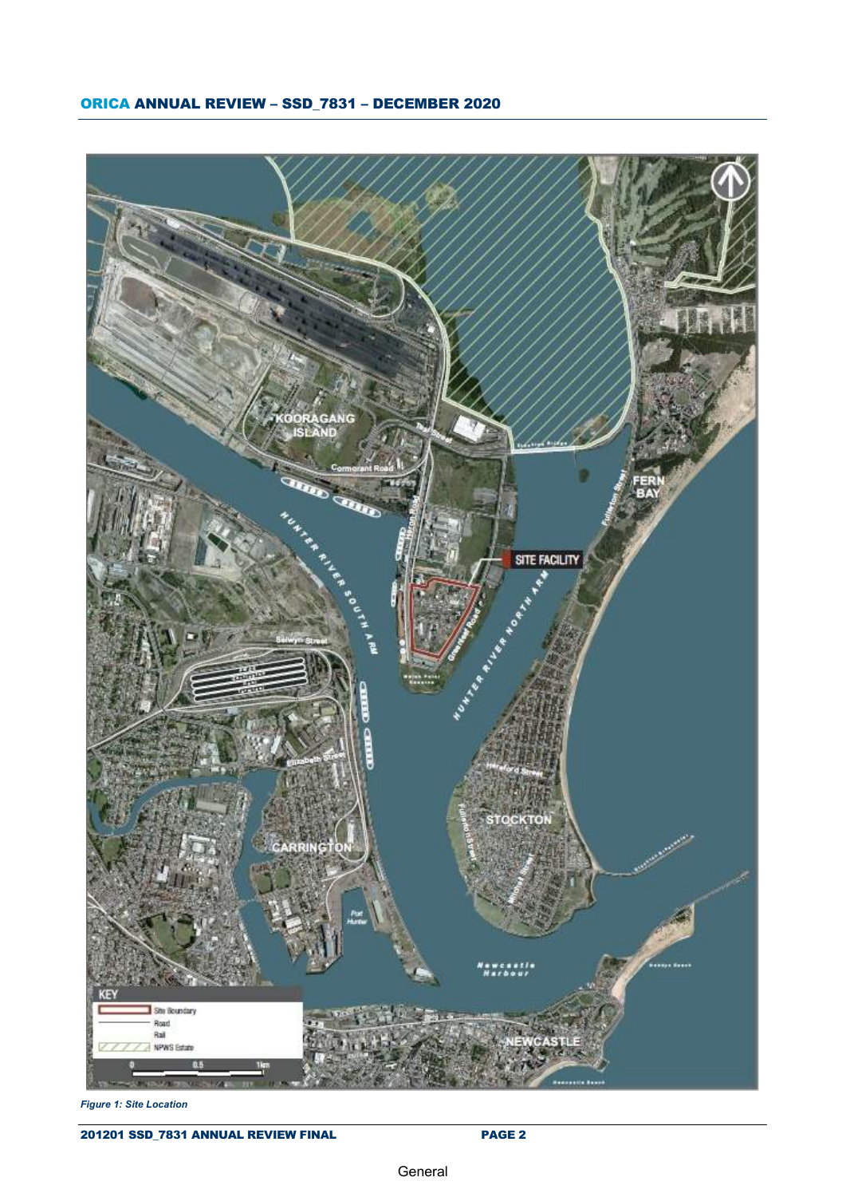*Figure 1: Site Location*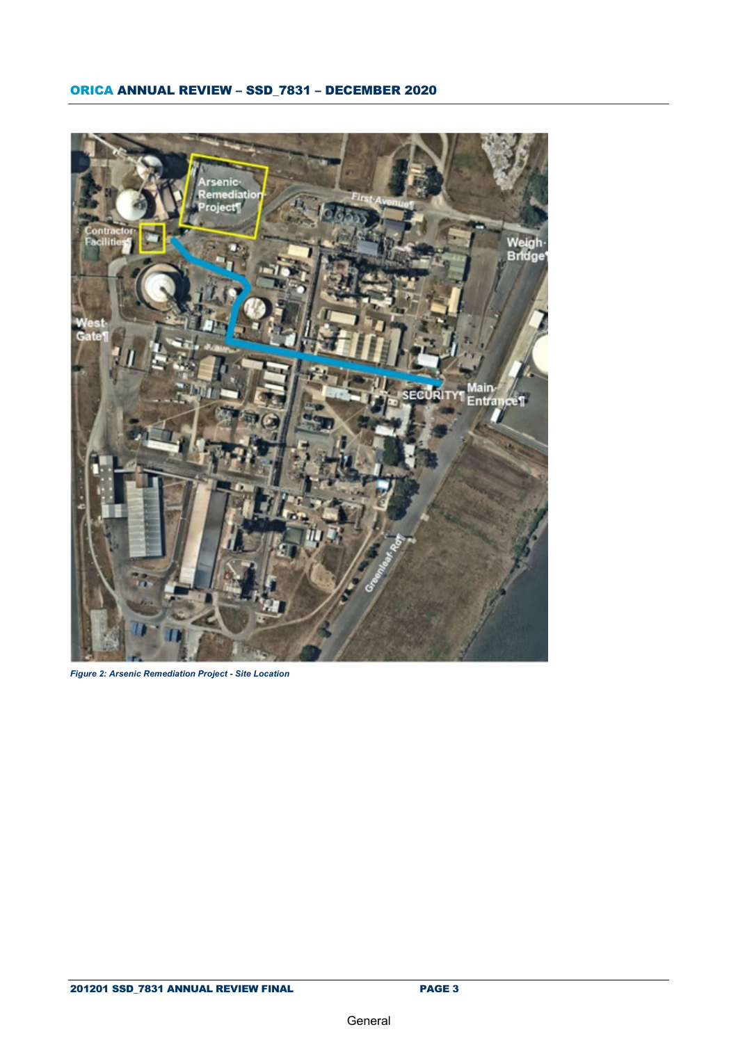*Figure 2: Arsenic Remediation Project - Site Location*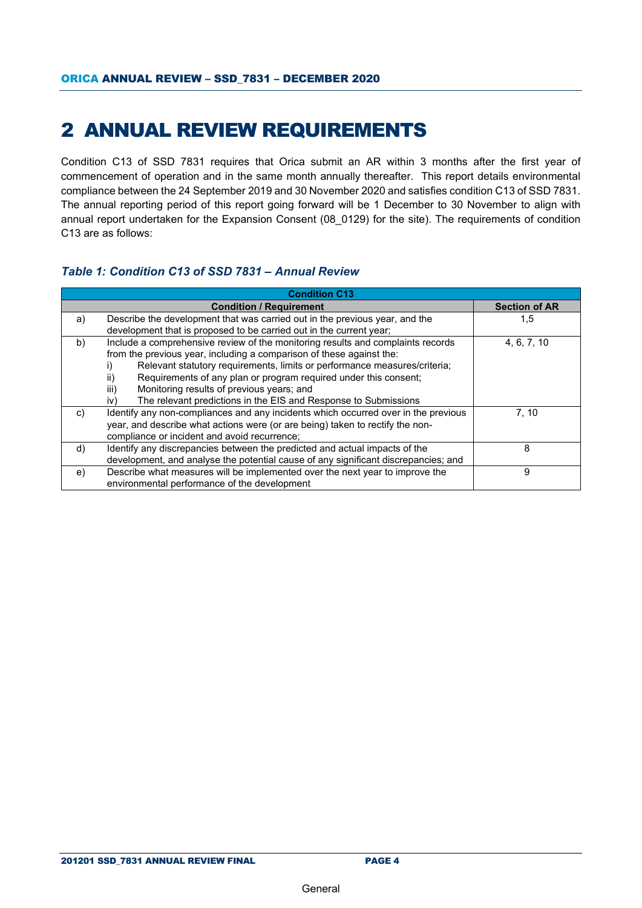# 2 ANNUAL REVIEW REQUIREMENTS

Condition C13 of SSD 7831 requires that Orica submit an AR within 3 months after the first year of commencement of operation and in the same month annually thereafter. This report details environmental compliance between the 24 September 2019 and 30 November 2020 and satisfies condition C13 of SSD 7831. The annual reporting period of this report going forward will be 1 December to 30 November to align with annual report undertaken for the Expansion Consent (08_0129) for the site). The requirements of condition C13 are as follows:

### *Table 1: Condition C13 of SSD 7831 – Annual Review*

| Condition C13 | | |
|---|---|---|
| | **Condition / Requirement** | **Section of AR** |
| a) | Describe the development that was carried out in the previous year, and the development that is proposed to be carried out in the current year; | 1,5 |
| b) | Include a comprehensive review of the monitoring results and complaints records from the previous year, including a comparison of these against the:<br>i) Relevant statutory requirements, limits or performance measures/criteria;<br>ii) Requirements of any plan or program required under this consent;<br>iii) Monitoring results of previous years; and<br>iv) The relevant predictions in the EIS and Response to Submissions | 4, 6, 7, 10 |
| c) | Identify any non-compliances and any incidents which occurred over in the previous year, and describe what actions were (or are being) taken to rectify the non-compliance or incident and avoid recurrence; | 7, 10 |
| d) | Identify any discrepancies between the predicted and actual impacts of the development, and analyse the potential cause of any significant discrepancies; and | 8 |
| e) | Describe what measures will be implemented over the next year to improve the environmental performance of the development | 9 |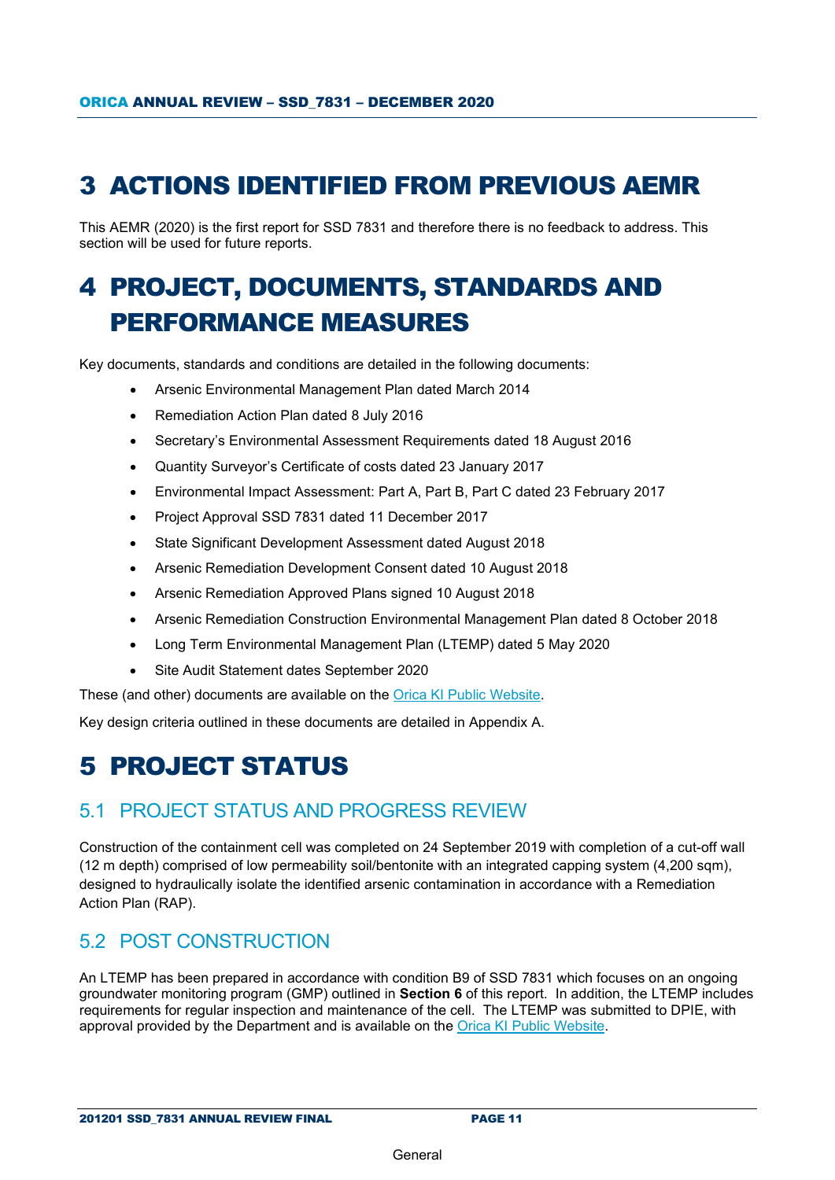# 3 ACTIONS IDENTIFIED FROM PREVIOUS AEMR

This AEMR (2020) is the first report for SSD 7831 and therefore there is no feedback to address. This section will be used for future reports.

# 4 PROJECT, DOCUMENTS, STANDARDS AND PERFORMANCE MEASURES

Key documents, standards and conditions are detailed in the following documents:

- Arsenic Environmental Management Plan dated March 2014
- Remediation Action Plan dated 8 July 2016
- Secretary's Environmental Assessment Requirements dated 18 August 2016
- Quantity Surveyor's Certificate of costs dated 23 January 2017
- Environmental Impact Assessment: Part A, Part B, Part C dated 23 February 2017
- Project Approval SSD 7831 dated 11 December 2017
- State Significant Development Assessment dated August 2018
- Arsenic Remediation Development Consent dated 10 August 2018
- Arsenic Remediation Approved Plans signed 10 August 2018
- Arsenic Remediation Construction Environmental Management Plan dated 8 October 2018
- Long Term Environmental Management Plan (LTEMP) dated 5 May 2020
- Site Audit Statement dates September 2020

These (and other) documents are available on the Orica KI Public Website.

Key design criteria outlined in these documents are detailed in Appendix A.

# 5 PROJECT STATUS

## 5.1 PROJECT STATUS AND PROGRESS REVIEW

Construction of the containment cell was completed on 24 September 2019 with completion of a cut-off wall (12 m depth) comprised of low permeability soil/bentonite with an integrated capping system (4,200 sqm), designed to hydraulically isolate the identified arsenic contamination in accordance with a Remediation Action Plan (RAP).

## 5.2 POST CONSTRUCTION

An LTEMP has been prepared in accordance with condition B9 of SSD 7831 which focuses on an ongoing groundwater monitoring program (GMP) outlined in **Section 6** of this report. In addition, the LTEMP includes requirements for regular inspection and maintenance of the cell. The LTEMP was submitted to DPIE, with approval provided by the Department and is available on the Orica KI Public Website.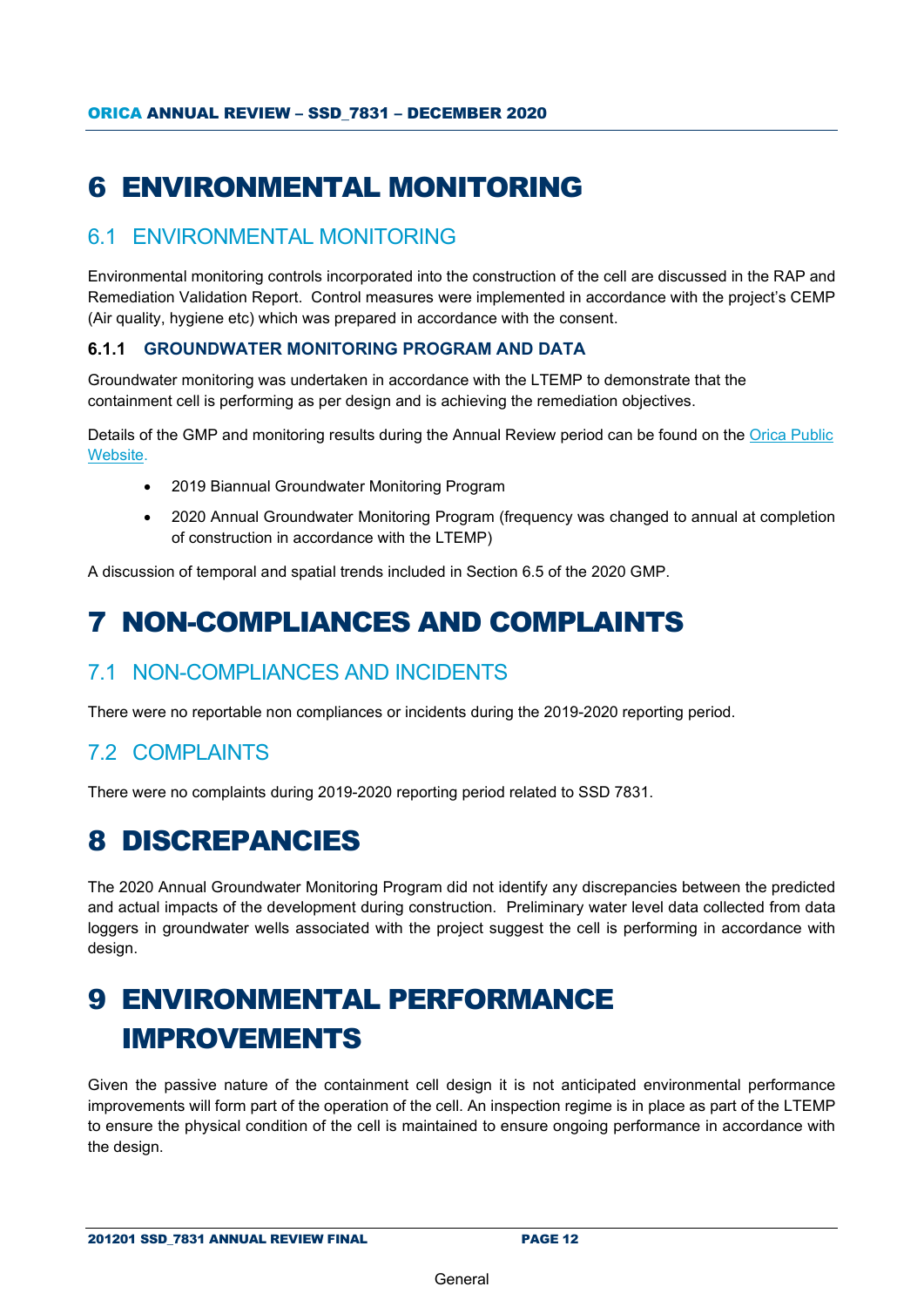# 6 ENVIRONMENTAL MONITORING

## 6.1 ENVIRONMENTAL MONITORING

Environmental monitoring controls incorporated into the construction of the cell are discussed in the RAP and Remediation Validation Report. Control measures were implemented in accordance with the project's CEMP (Air quality, hygiene etc) which was prepared in accordance with the consent.

### 6.1.1 GROUNDWATER MONITORING PROGRAM AND DATA

Groundwater monitoring was undertaken in accordance with the LTEMP to demonstrate that the containment cell is performing as per design and is achieving the remediation objectives.

Details of the GMP and monitoring results during the Annual Review period can be found on the Orica Public Website.

- 2019 Biannual Groundwater Monitoring Program
- 2020 Annual Groundwater Monitoring Program (frequency was changed to annual at completion of construction in accordance with the LTEMP)

A discussion of temporal and spatial trends included in Section 6.5 of the 2020 GMP.

# 7 NON-COMPLIANCES AND COMPLAINTS

## 7.1 NON-COMPLIANCES AND INCIDENTS

There were no reportable non compliances or incidents during the 2019-2020 reporting period.

## 7.2 COMPLAINTS

There were no complaints during 2019-2020 reporting period related to SSD 7831.

# 8 DISCREPANCIES

The 2020 Annual Groundwater Monitoring Program did not identify any discrepancies between the predicted and actual impacts of the development during construction. Preliminary water level data collected from data loggers in groundwater wells associated with the project suggest the cell is performing in accordance with design.

# 9 ENVIRONMENTAL PERFORMANCE IMPROVEMENTS

Given the passive nature of the containment cell design it is not anticipated environmental performance improvements will form part of the operation of the cell. An inspection regime is in place as part of the LTEMP to ensure the physical condition of the cell is maintained to ensure ongoing performance in accordance with the design.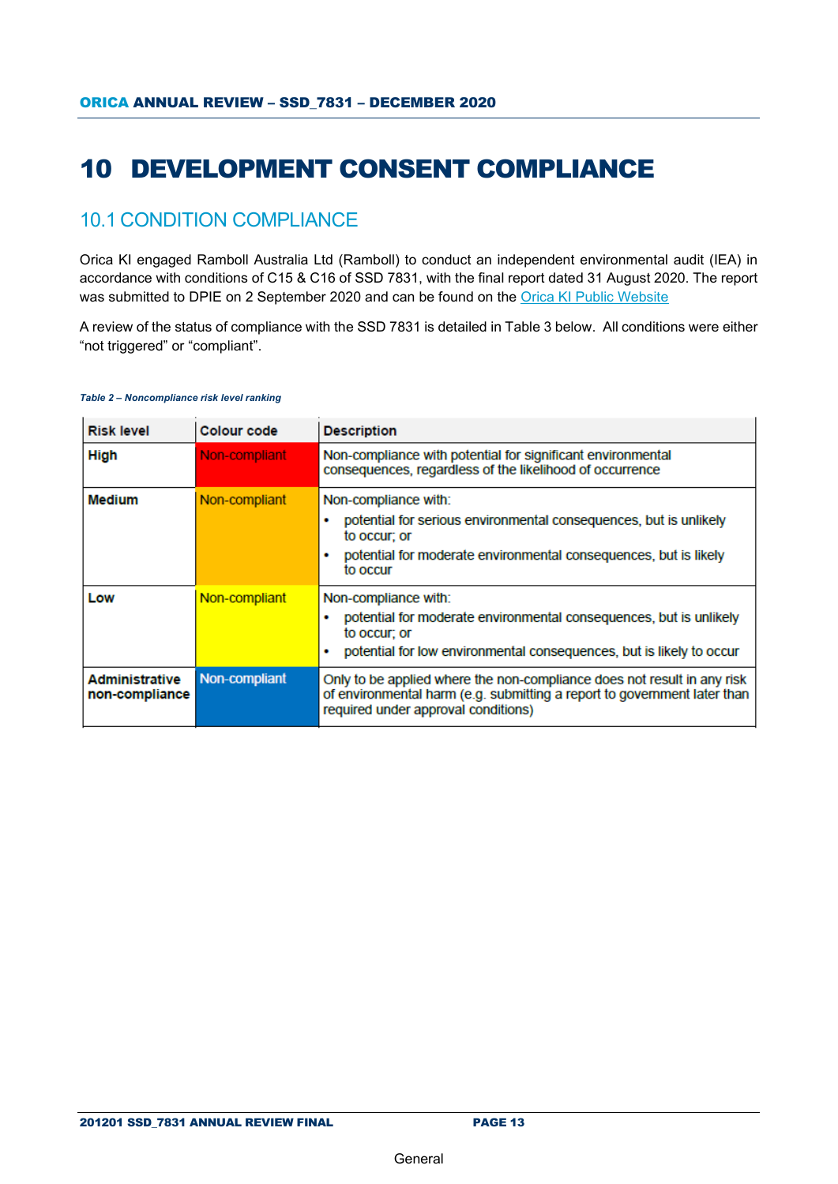# 10 DEVELOPMENT CONSENT COMPLIANCE

## 10.1 CONDITION COMPLIANCE

Orica KI engaged Ramboll Australia Ltd (Ramboll) to conduct an independent environmental audit (IEA) in accordance with conditions of C15 & C16 of SSD 7831, with the final report dated 31 August 2020. The report was submitted to DPIE on 2 September 2020 and can be found on the Orica KI Public Website

A review of the status of compliance with the SSD 7831 is detailed in Table 3 below. All conditions were either "not triggered" or "compliant".

*Table 2 – Noncompliance risk level ranking*

| Risk level | Colour code | Description |
| --- | --- | --- |
| **High** | Non-compliant | Non-compliance with potential for significant environmental consequences, regardless of the likelihood of occurrence |
| **Medium** | Non-compliant | Non-compliance with:<br>• potential for serious environmental consequences, but is unlikely to occur; or<br>• potential for moderate environmental consequences, but is likely to occur |
| **Low** | Non-compliant | Non-compliance with:<br>• potential for moderate environmental consequences, but is unlikely to occur; or<br>• potential for low environmental consequences, but is likely to occur |
| **Administrative non-compliance** | Non-compliant | Only to be applied where the non-compliance does not result in any risk of environmental harm (e.g. submitting a report to government later than required under approval conditions) |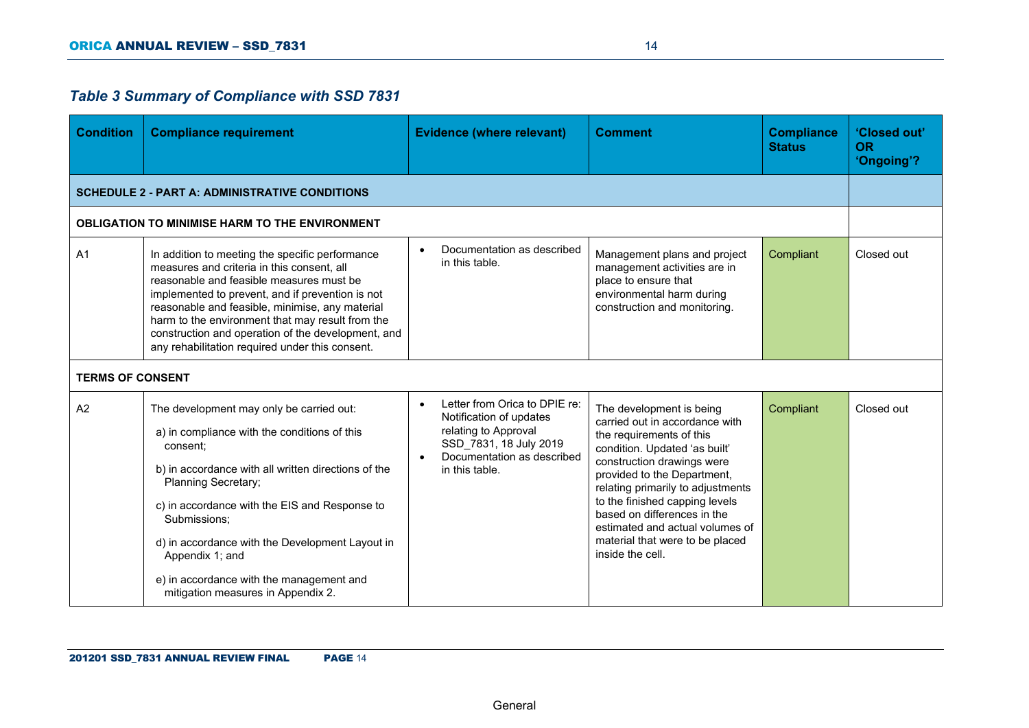### *Table 3 Summary of Compliance with SSD 7831*

| Condition | Compliance requirement | Evidence (where relevant) | Comment | Compliance Status | 'Closed out' OR 'Ongoing'? |
|---|---|---|---|---|---|
| **SCHEDULE 2 - PART A: ADMINISTRATIVE CONDITIONS** | | | | | |
| **OBLIGATION TO MINIMISE HARM TO THE ENVIRONMENT** | | | | | |
| A1 | In addition to meeting the specific performance measures and criteria in this consent, all reasonable and feasible measures must be implemented to prevent, and if prevention is not reasonable and feasible, minimise, any material harm to the environment that may result from the construction and operation of the development, and any rehabilitation required under this consent. | • Documentation as described in this table. | Management plans and project management activities are in place to ensure that environmental harm during construction and monitoring. | Compliant | Closed out |
| **TERMS OF CONSENT** | | | | | |
| A2 | The development may only be carried out:<br>a) in compliance with the conditions of this consent;<br>b) in accordance with all written directions of the Planning Secretary;<br>c) in accordance with the EIS and Response to Submissions;<br>d) in accordance with the Development Layout in Appendix 1; and<br>e) in accordance with the management and mitigation measures in Appendix 2. | • Letter from Orica to DPIE re: Notification of updates relating to Approval SSD_7831, 18 July 2019<br>• Documentation as described in this table. | The development is being carried out in accordance with the requirements of this condition. Updated 'as built' construction drawings were provided to the Department, relating primarily to adjustments to the finished capping levels based on differences in the estimated and actual volumes of material that were to be placed inside the cell. | Compliant | Closed out |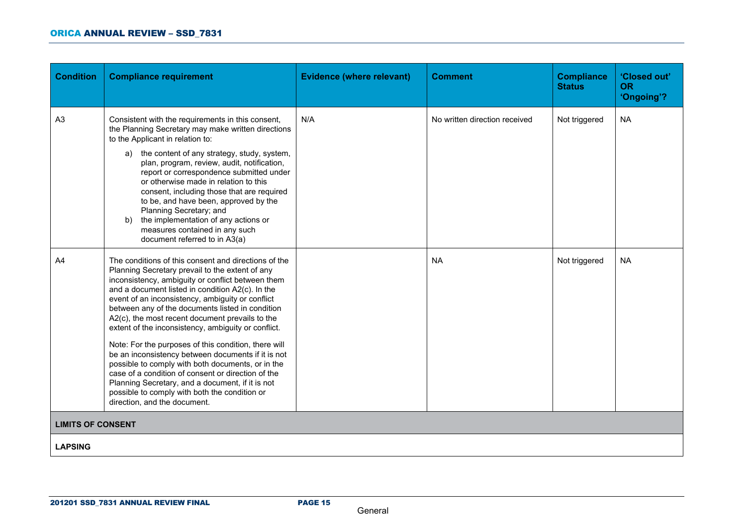| Condition | Compliance requirement | Evidence (where relevant) | Comment | Compliance Status | 'Closed out' OR 'Ongoing'? |
|---|---|---|---|---|---|
| A3 | Consistent with the requirements in this consent, the Planning Secretary may make written directions to the Applicant in relation to:<br><br>a) the content of any strategy, study, system, plan, program, review, audit, notification, report or correspondence submitted under or otherwise made in relation to this consent, including those that are required to be, and have been, approved by the Planning Secretary; and<br>b) the implementation of any actions or measures contained in any such document referred to in A3(a) | N/A | No written direction received | Not triggered | NA |
| A4 | The conditions of this consent and directions of the Planning Secretary prevail to the extent of any inconsistency, ambiguity or conflict between them and a document listed in condition A2(c). In the event of an inconsistency, ambiguity or conflict between any of the documents listed in condition A2(c), the most recent document prevails to the extent of the inconsistency, ambiguity or conflict.<br><br>Note: For the purposes of this condition, there will be an inconsistency between documents if it is not possible to comply with both documents, or in the case of a condition of consent or direction of the Planning Secretary, and a document, if it is not possible to comply with both the condition or direction, and the document. | | NA | Not triggered | NA |
| **LIMITS OF CONSENT** | | | | | |
| **LAPSING** | | | | | |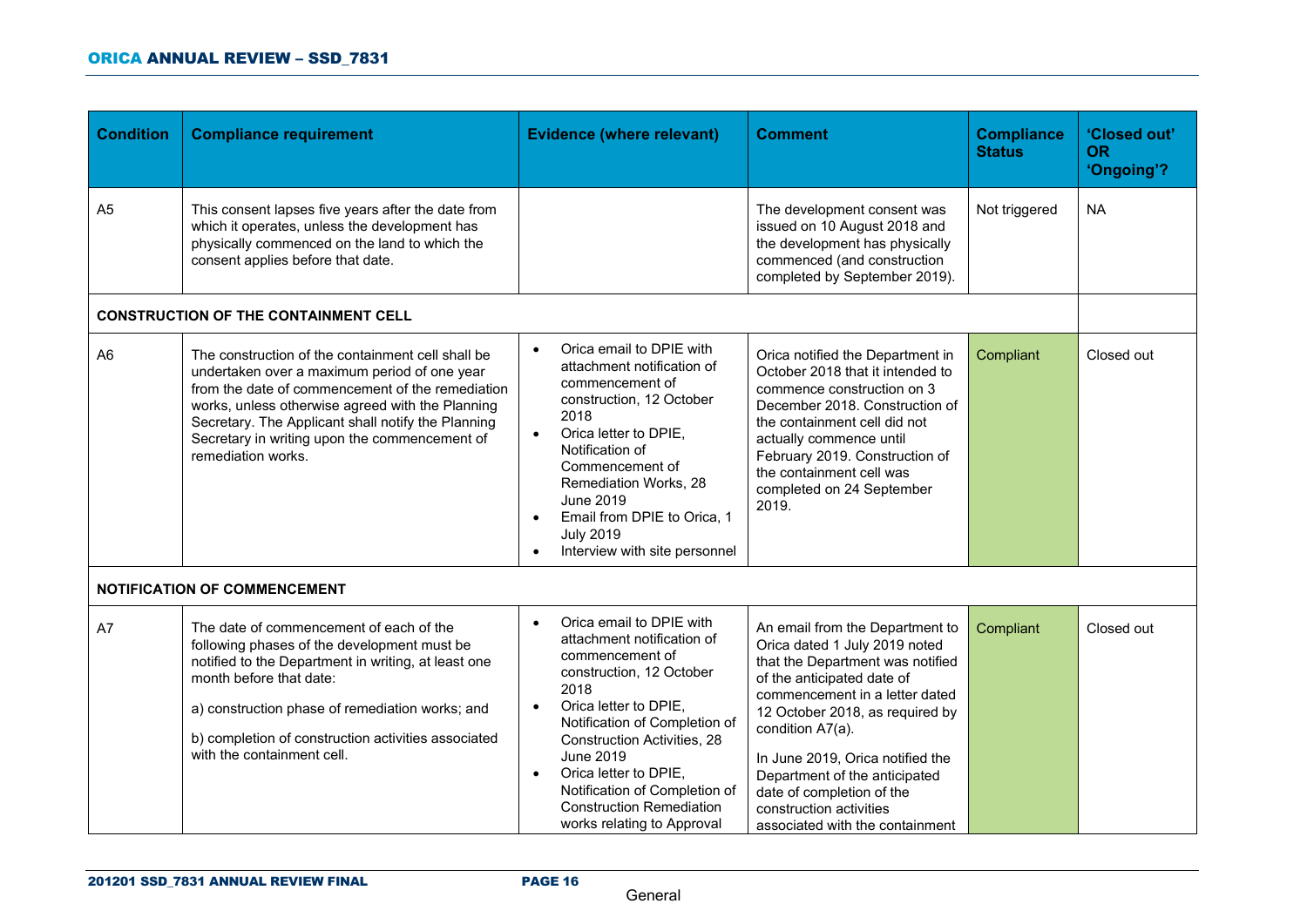| Condition | Compliance requirement | Evidence (where relevant) | Comment | Compliance Status | 'Closed out' OR 'Ongoing'? |
|---|---|---|---|---|---|
| A5 | This consent lapses five years after the date from which it operates, unless the development has physically commenced on the land to which the consent applies before that date. | | The development consent was issued on 10 August 2018 and the development has physically commenced (and construction completed by September 2019). | Not triggered | NA |
| **CONSTRUCTION OF THE CONTAINMENT CELL** | | | | | |
| A6 | The construction of the containment cell shall be undertaken over a maximum period of one year from the date of commencement of the remediation works, unless otherwise agreed with the Planning Secretary. The Applicant shall notify the Planning Secretary in writing upon the commencement of remediation works. | • Orica email to DPIE with attachment notification of commencement of construction, 12 October 2018<br>• Orica letter to DPIE, Notification of Commencement of Remediation Works, 28 June 2019<br>• Email from DPIE to Orica, 1 July 2019<br>• Interview with site personnel | Orica notified the Department in October 2018 that it intended to commence construction on 3 December 2018. Construction of the containment cell did not actually commence until February 2019. Construction of the containment cell was completed on 24 September 2019. | Compliant | Closed out |
| **NOTIFICATION OF COMMENCEMENT** | | | | | |
| A7 | The date of commencement of each of the following phases of the development must be notified to the Department in writing, at least one month before that date:<br><br>a) construction phase of remediation works; and<br><br>b) completion of construction activities associated with the containment cell. | • Orica email to DPIE with attachment notification of commencement of construction, 12 October 2018<br>• Orica letter to DPIE, Notification of Completion of Construction Activities, 28 June 2019<br>• Orica letter to DPIE, Notification of Completion of Construction Remediation works relating to Approval | An email from the Department to Orica dated 1 July 2019 noted that the Department was notified of the anticipated date of commencement in a letter dated 12 October 2018, as required by condition A7(a).<br><br>In June 2019, Orica notified the Department of the anticipated date of completion of the construction activities associated with the containment | Compliant | Closed out |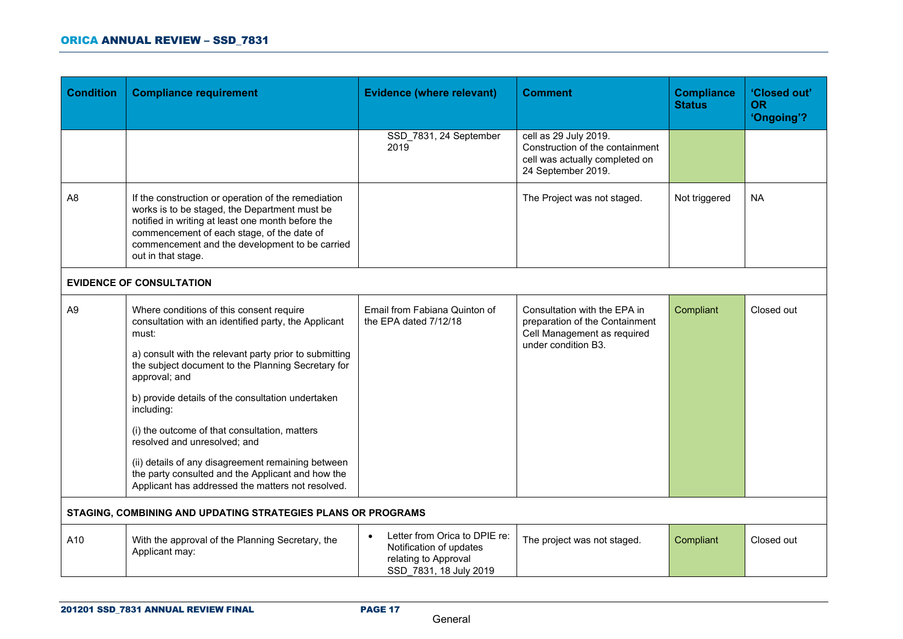| Condition | Compliance requirement | Evidence (where relevant) | Comment | Compliance Status | 'Closed out' OR 'Ongoing'? |
|---|---|---|---|---|---|
| | | SSD_7831, 24 September 2019 | cell as 29 July 2019. Construction of the containment cell was actually completed on 24 September 2019. | | |
| A8 | If the construction or operation of the remediation works is to be staged, the Department must be notified in writing at least one month before the commencement of each stage, of the date of commencement and the development to be carried out in that stage. | | The Project was not staged. | Not triggered | NA |
| **EVIDENCE OF CONSULTATION** | | | | | |
| A9 | Where conditions of this consent require consultation with an identified party, the Applicant must:<br><br>a) consult with the relevant party prior to submitting the subject document to the Planning Secretary for approval; and<br><br>b) provide details of the consultation undertaken including:<br><br>(i) the outcome of that consultation, matters resolved and unresolved; and<br><br>(ii) details of any disagreement remaining between the party consulted and the Applicant and how the Applicant has addressed the matters not resolved. | Email from Fabiana Quinton of the EPA dated 7/12/18 | Consultation with the EPA in preparation of the Containment Cell Management as required under condition B3. | Compliant | Closed out |
| **STAGING, COMBINING AND UPDATING STRATEGIES PLANS OR PROGRAMS** | | | | | |
| A10 | With the approval of the Planning Secretary, the Applicant may: | • Letter from Orica to DPIE re: Notification of updates relating to Approval SSD_7831, 18 July 2019 | The project was not staged. | Compliant | Closed out |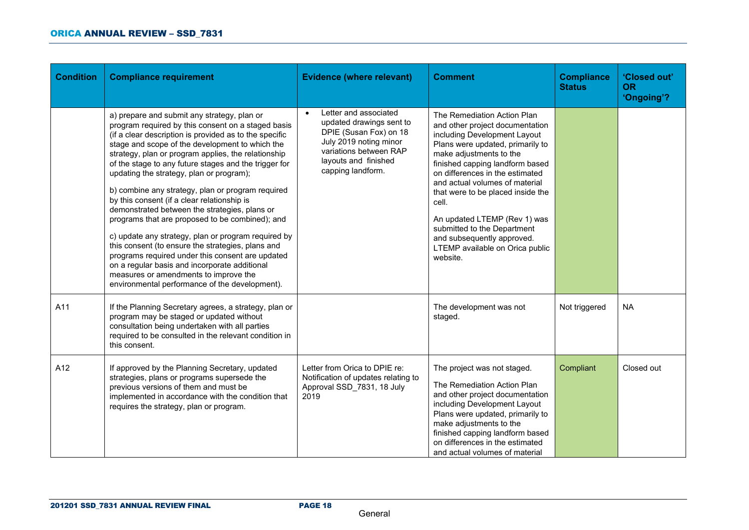| Condition | Compliance requirement | Evidence (where relevant) | Comment | Compliance Status | 'Closed out' OR 'Ongoing'? |
|---|---|---|---|---|---|
| | a) prepare and submit any strategy, plan or program required by this consent on a staged basis (if a clear description is provided as to the specific stage and scope of the development to which the strategy, plan or program applies, the relationship of the stage to any future stages and the trigger for updating the strategy, plan or program);<br><br>b) combine any strategy, plan or program required by this consent (if a clear relationship is demonstrated between the strategies, plans or programs that are proposed to be combined); and<br><br>c) update any strategy, plan or program required by this consent (to ensure the strategies, plans and programs required under this consent are updated on a regular basis and incorporate additional measures or amendments to improve the environmental performance of the development). | • Letter and associated updated drawings sent to DPIE (Susan Fox) on 18 July 2019 noting minor variations between RAP layouts and finished capping landform. | The Remediation Action Plan and other project documentation including Development Layout Plans were updated, primarily to make adjustments to the finished capping landform based on differences in the estimated and actual volumes of material that were to be placed inside the cell.<br><br>An updated LTEMP (Rev 1) was submitted to the Department and subsequently approved. LTEMP available on Orica public website. | | |
| A11 | If the Planning Secretary agrees, a strategy, plan or program may be staged or updated without consultation being undertaken with all parties required to be consulted in the relevant condition in this consent. | | The development was not staged. | Not triggered | NA |
| A12 | If approved by the Planning Secretary, updated strategies, plans or programs supersede the previous versions of them and must be implemented in accordance with the condition that requires the strategy, plan or program. | Letter from Orica to DPIE re: Notification of updates relating to Approval SSD_7831, 18 July 2019 | The project was not staged.<br><br>The Remediation Action Plan and other project documentation including Development Layout Plans were updated, primarily to make adjustments to the finished capping landform based on differences in the estimated and actual volumes of material | Compliant | Closed out |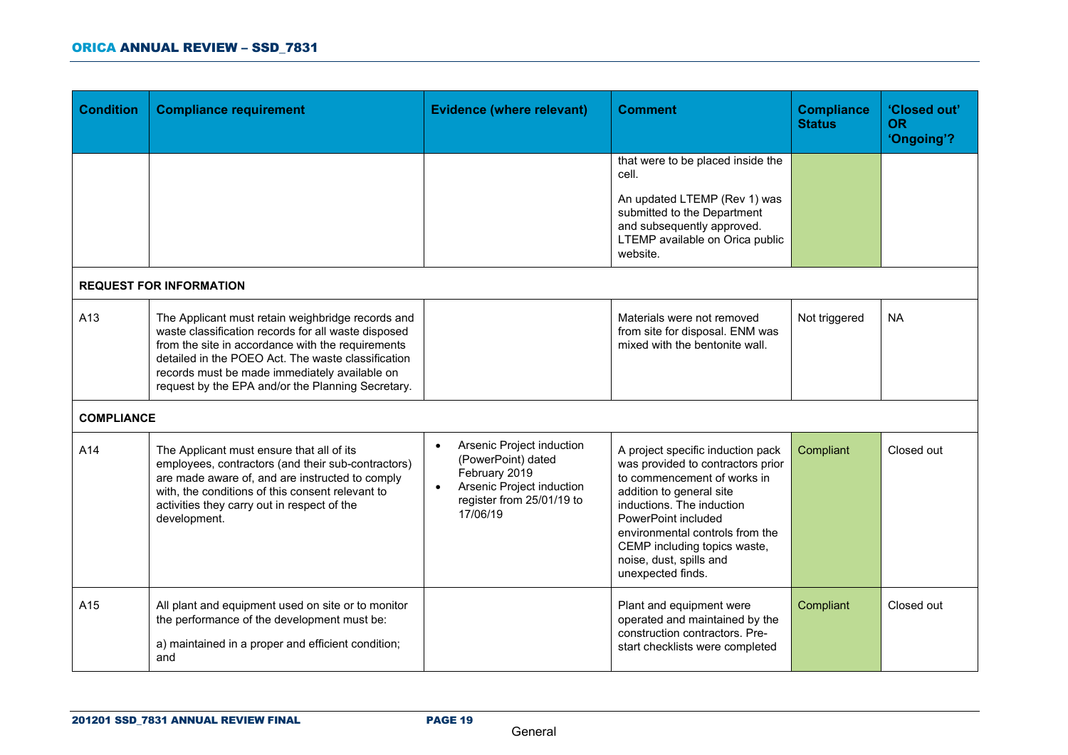| Condition | Compliance requirement | Evidence (where relevant) | Comment | Compliance Status | 'Closed out' OR 'Ongoing'? |
|---|---|---|---|---|---|
| | | | that were to be placed inside the cell.<br><br>An updated LTEMP (Rev 1) was submitted to the Department and subsequently approved. LTEMP available on Orica public website. | | |
| **REQUEST FOR INFORMATION** | | | | | |
| A13 | The Applicant must retain weighbridge records and waste classification records for all waste disposed from the site in accordance with the requirements detailed in the POEO Act. The waste classification records must be made immediately available on request by the EPA and/or the Planning Secretary. | | Materials were not removed from site for disposal. ENM was mixed with the bentonite wall. | Not triggered | NA |
| **COMPLIANCE** | | | | | |
| A14 | The Applicant must ensure that all of its employees, contractors (and their sub-contractors) are made aware of, and are instructed to comply with, the conditions of this consent relevant to activities they carry out in respect of the development. | • Arsenic Project induction (PowerPoint) dated February 2019<br>• Arsenic Project induction register from 25/01/19 to 17/06/19 | A project specific induction pack was provided to contractors prior to commencement of works in addition to general site inductions. The induction PowerPoint included environmental controls from the CEMP including topics waste, noise, dust, spills and unexpected finds. | Compliant | Closed out |
| A15 | All plant and equipment used on site or to monitor the performance of the development must be:<br><br>a) maintained in a proper and efficient condition; and | | Plant and equipment were operated and maintained by the construction contractors. Pre-start checklists were completed | Compliant | Closed out |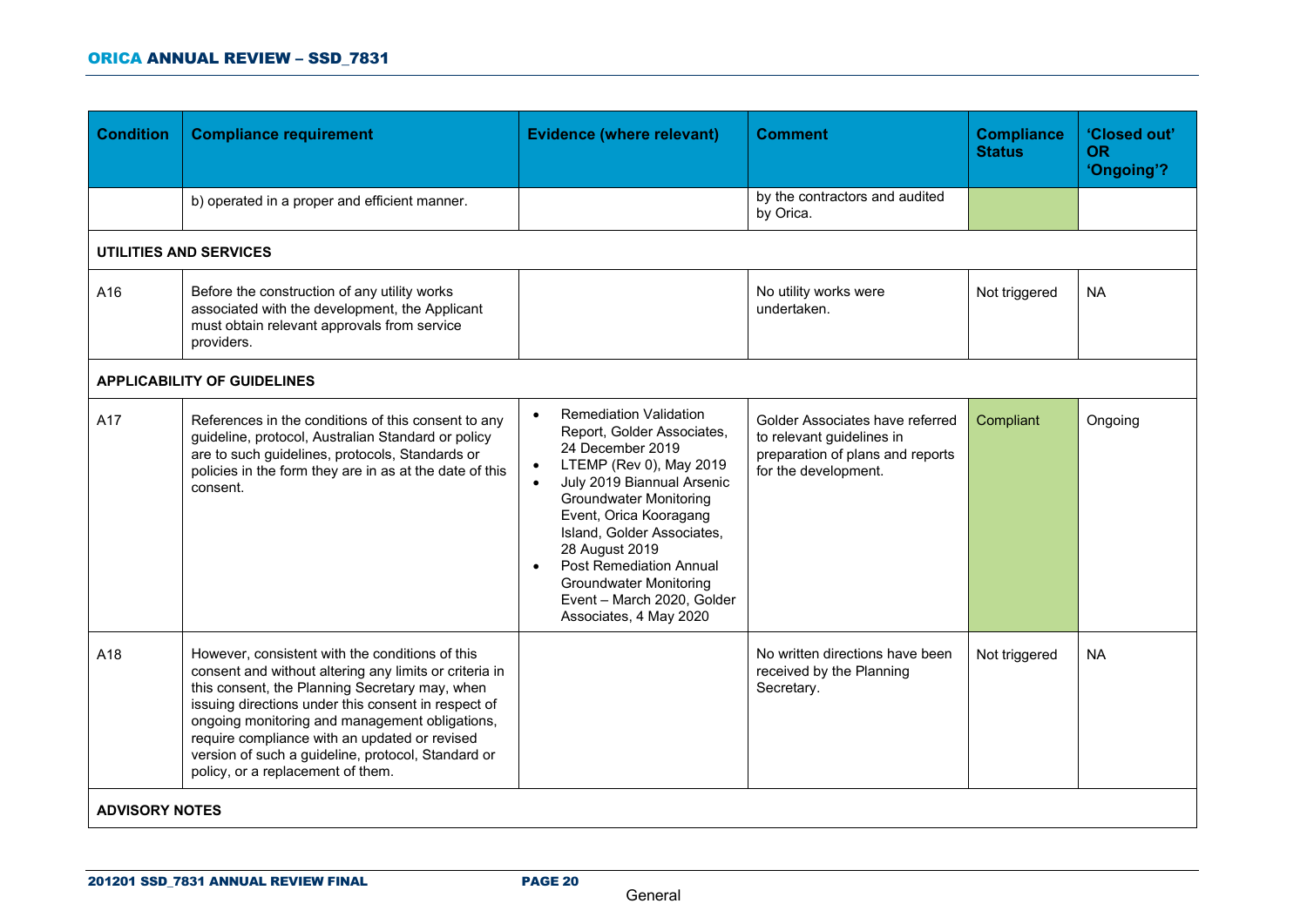| Condition | Compliance requirement | Evidence (where relevant) | Comment | Compliance Status | 'Closed out' OR 'Ongoing'? |
|---|---|---|---|---|---|
| | b) operated in a proper and efficient manner. | | by the contractors and audited by Orica. | | |
| **UTILITIES AND SERVICES** | | | | | |
| A16 | Before the construction of any utility works associated with the development, the Applicant must obtain relevant approvals from service providers. | | No utility works were undertaken. | Not triggered | NA |
| **APPLICABILITY OF GUIDELINES** | | | | | |
| A17 | References in the conditions of this consent to any guideline, protocol, Australian Standard or policy are to such guidelines, protocols, Standards or policies in the form they are in as at the date of this consent. | • Remediation Validation Report, Golder Associates, 24 December 2019<br>• LTEMP (Rev 0), May 2019<br>• July 2019 Biannual Arsenic Groundwater Monitoring Event, Orica Kooragang Island, Golder Associates, 28 August 2019<br>• Post Remediation Annual Groundwater Monitoring Event – March 2020, Golder Associates, 4 May 2020 | Golder Associates have referred to relevant guidelines in preparation of plans and reports for the development. | Compliant | Ongoing |
| A18 | However, consistent with the conditions of this consent and without altering any limits or criteria in this consent, the Planning Secretary may, when issuing directions under this consent in respect of ongoing monitoring and management obligations, require compliance with an updated or revised version of such a guideline, protocol, Standard or policy, or a replacement of them. | | No written directions have been received by the Planning Secretary. | Not triggered | NA |
| **ADVISORY NOTES** | | | | | |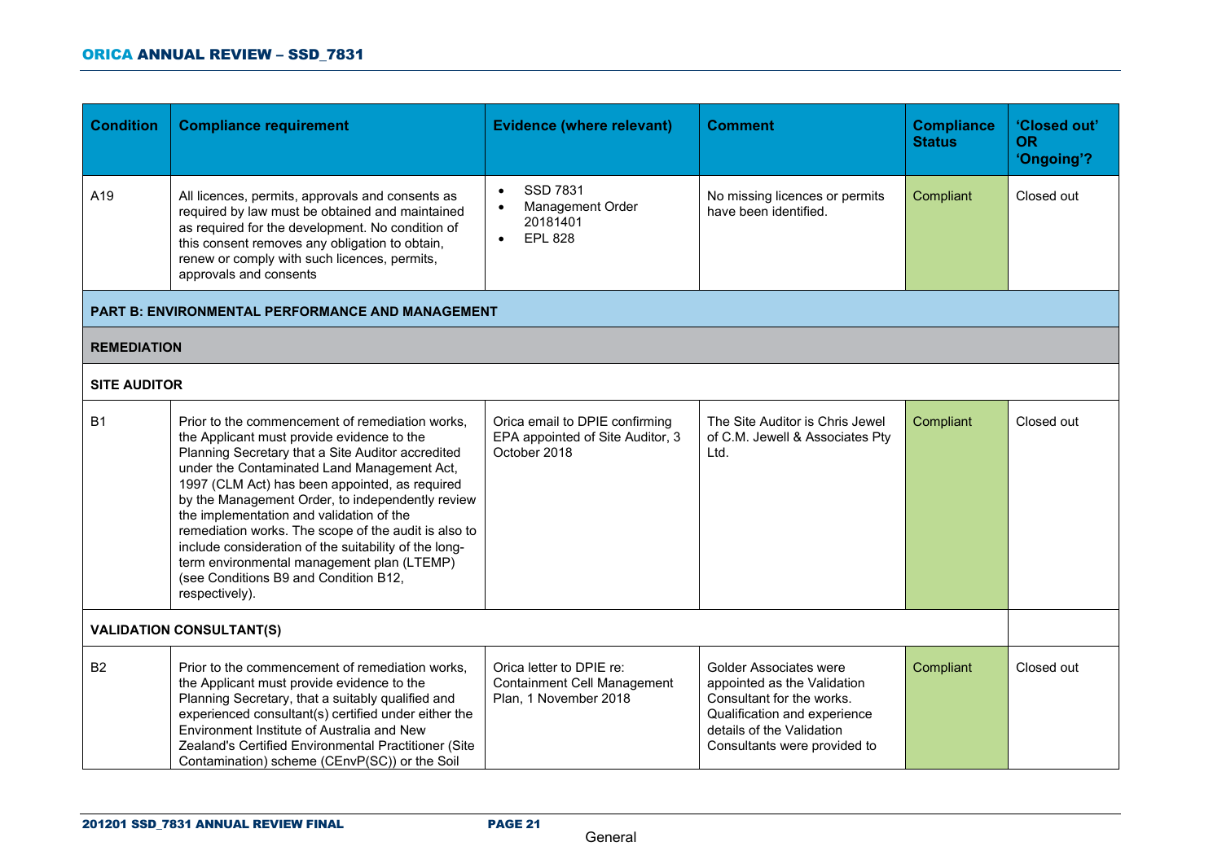| Condition | Compliance requirement | Evidence (where relevant) | Comment | Compliance Status | 'Closed out' OR 'Ongoing'? |
|---|---|---|---|---|---|
| A19 | All licences, permits, approvals and consents as required by law must be obtained and maintained as required for the development. No condition of this consent removes any obligation to obtain, renew or comply with such licences, permits, approvals and consents | • SSD 7831<br>• Management Order 20181401<br>• EPL 828 | No missing licences or permits have been identified. | Compliant | Closed out |
| **PART B: ENVIRONMENTAL PERFORMANCE AND MANAGEMENT** | | | | | |
| **REMEDIATION** | | | | | |
| **SITE AUDITOR** | | | | | |
| B1 | Prior to the commencement of remediation works, the Applicant must provide evidence to the Planning Secretary that a Site Auditor accredited under the Contaminated Land Management Act, 1997 (CLM Act) has been appointed, as required by the Management Order, to independently review the implementation and validation of the remediation works. The scope of the audit is also to include consideration of the suitability of the long-term environmental management plan (LTEMP) (see Conditions B9 and Condition B12, respectively). | Orica email to DPIE confirming EPA appointed of Site Auditor, 3 October 2018 | The Site Auditor is Chris Jewel of C.M. Jewell & Associates Pty Ltd. | Compliant | Closed out |
| **VALIDATION CONSULTANT(S)** | | | | | |
| B2 | Prior to the commencement of remediation works, the Applicant must provide evidence to the Planning Secretary, that a suitably qualified and experienced consultant(s) certified under either the Environment Institute of Australia and New Zealand's Certified Environmental Practitioner (Site Contamination) scheme (CEnvP(SC)) or the Soil | Orica letter to DPIE re: Containment Cell Management Plan, 1 November 2018 | Golder Associates were appointed as the Validation Consultant for the works. Qualification and experience details of the Validation Consultants were provided to | Compliant | Closed out |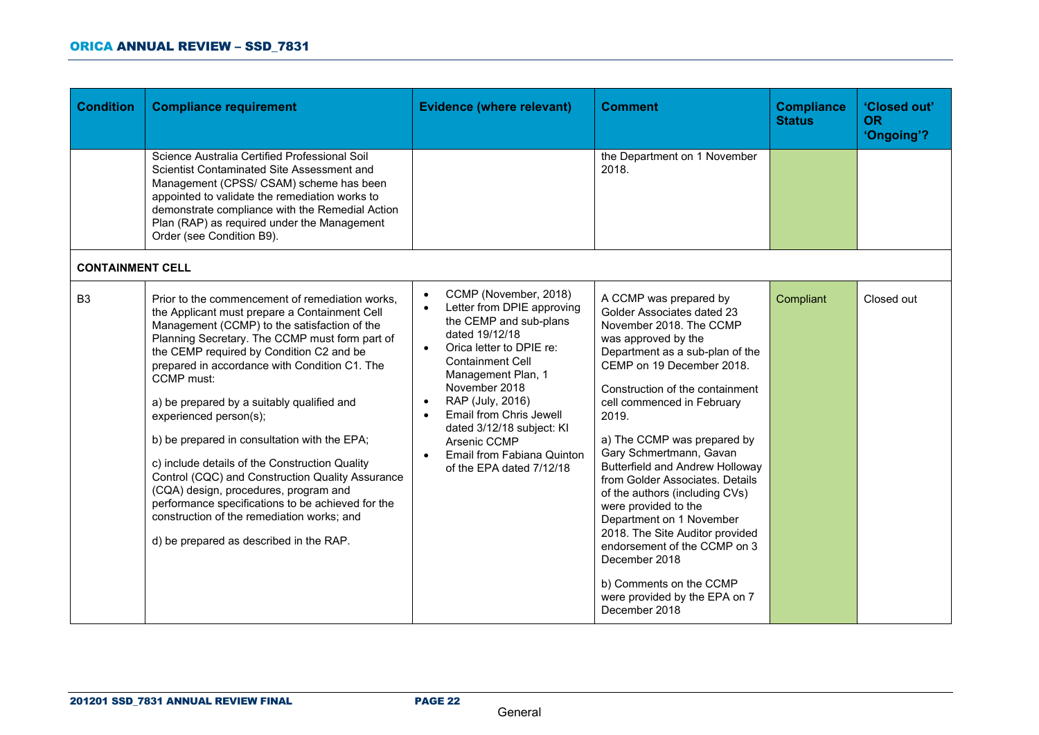| Condition | Compliance requirement | Evidence (where relevant) | Comment | Compliance Status | 'Closed out' OR 'Ongoing'? |
|---|---|---|---|---|---|
| | Science Australia Certified Professional Soil Scientist Contaminated Site Assessment and Management (CPSS/ CSAM) scheme has been appointed to validate the remediation works to demonstrate compliance with the Remedial Action Plan (RAP) as required under the Management Order (see Condition B9). | | the Department on 1 November 2018. | | |
| **CONTAINMENT CELL** | | | | | |
| B3 | Prior to the commencement of remediation works, the Applicant must prepare a Containment Cell Management (CCMP) to the satisfaction of the Planning Secretary. The CCMP must form part of the CEMP required by Condition C2 and be prepared in accordance with Condition C1. The CCMP must:<br><br>a) be prepared by a suitably qualified and experienced person(s);<br><br>b) be prepared in consultation with the EPA;<br><br>c) include details of the Construction Quality Control (CQC) and Construction Quality Assurance (CQA) design, procedures, program and performance specifications to be achieved for the construction of the remediation works; and<br><br>d) be prepared as described in the RAP. | - CCMP (November, 2018)<br>- Letter from DPIE approving the CEMP and sub-plans dated 19/12/18<br>- Orica letter to DPIE re: Containment Cell Management Plan, 1 November 2018<br>- RAP (July, 2016)<br>- Email from Chris Jewell dated 3/12/18 subject: KI Arsenic CCMP<br>- Email from Fabiana Quinton of the EPA dated 7/12/18 | A CCMP was prepared by Golder Associates dated 23 November 2018. The CCMP was approved by the Department as a sub-plan of the CEMP on 19 December 2018.<br><br>Construction of the containment cell commenced in February 2019.<br><br>a) The CCMP was prepared by Gary Schmertmann, Gavan Butterfield and Andrew Holloway from Golder Associates. Details of the authors (including CVs) were provided to the Department on 1 November 2018. The Site Auditor provided endorsement of the CCMP on 3 December 2018<br><br>b) Comments on the CCMP were provided by the EPA on 7 December 2018 | Compliant | Closed out |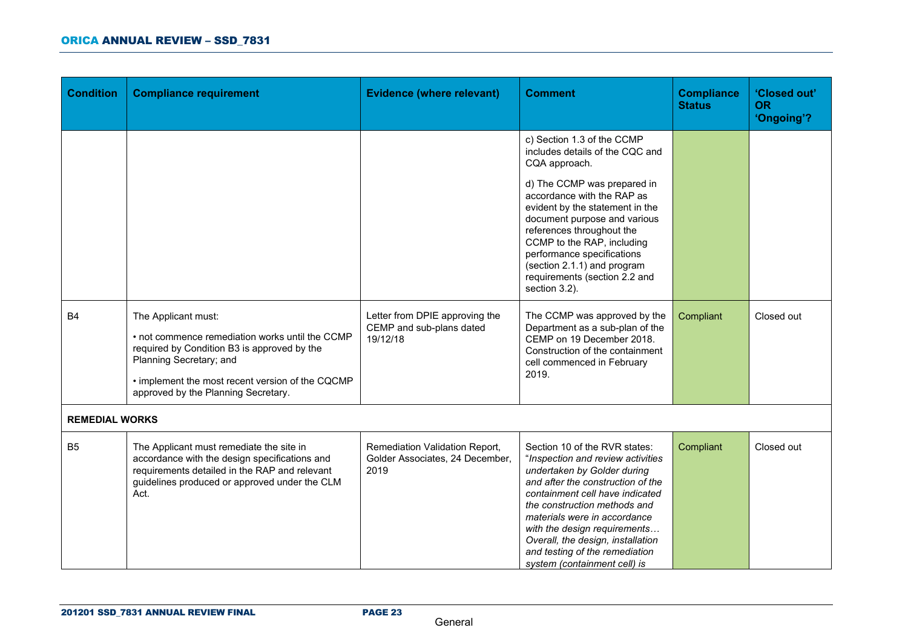| Condition | Compliance requirement | Evidence (where relevant) | Comment | Compliance Status | 'Closed out' OR 'Ongoing'? |
|---|---|---|---|---|---|
| | | | c) Section 1.3 of the CCMP includes details of the CQC and CQA approach.<br><br>d) The CCMP was prepared in accordance with the RAP as evident by the statement in the document purpose and various references throughout the CCMP to the RAP, including performance specifications (section 2.1.1) and program requirements (section 2.2 and section 3.2). | | |
| B4 | The Applicant must:<br><br>• not commence remediation works until the CCMP required by Condition B3 is approved by the Planning Secretary; and<br><br>• implement the most recent version of the CQCMP approved by the Planning Secretary. | Letter from DPIE approving the CEMP and sub-plans dated 19/12/18 | The CCMP was approved by the Department as a sub-plan of the CEMP on 19 December 2018. Construction of the containment cell commenced in February 2019. | Compliant | Closed out |
| **REMEDIAL WORKS** | | | | | |
| B5 | The Applicant must remediate the site in accordance with the design specifications and requirements detailed in the RAP and relevant guidelines produced or approved under the CLM Act. | Remediation Validation Report, Golder Associates, 24 December, 2019 | Section 10 of the RVR states: "*Inspection and review activities undertaken by Golder during and after the construction of the containment cell have indicated the construction methods and materials were in accordance with the design requirements… Overall, the design, installation and testing of the remediation system (containment cell) is* | Compliant | Closed out |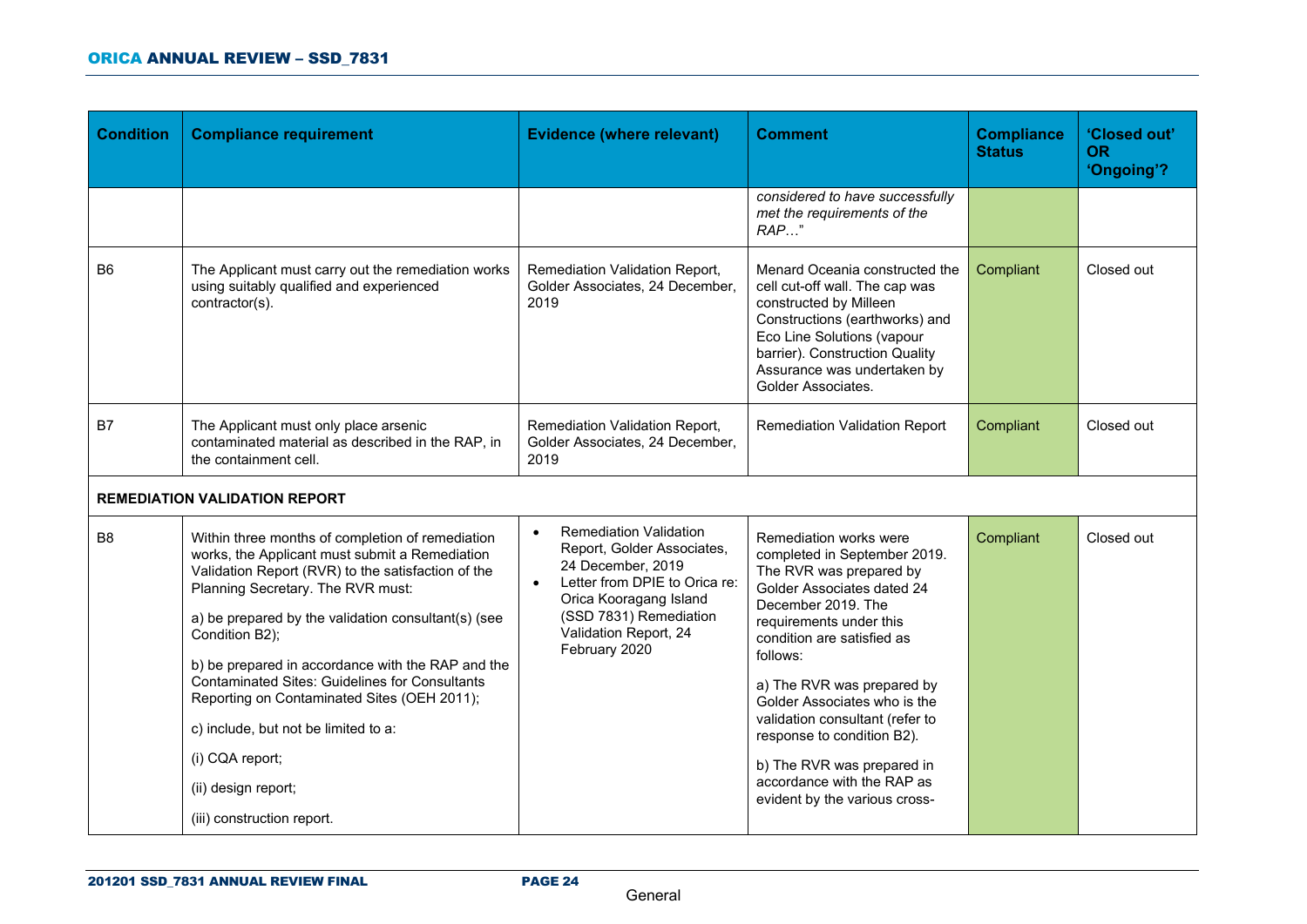| Condition | Compliance requirement | Evidence (where relevant) | Comment | Compliance Status | 'Closed out' OR 'Ongoing'? |
|---|---|---|---|---|---|
| | | | *considered to have successfully met the requirements of the RAP…*" | | |
| B6 | The Applicant must carry out the remediation works using suitably qualified and experienced contractor(s). | Remediation Validation Report, Golder Associates, 24 December, 2019 | Menard Oceania constructed the cell cut-off wall. The cap was constructed by Milleen Constructions (earthworks) and Eco Line Solutions (vapour barrier). Construction Quality Assurance was undertaken by Golder Associates. | Compliant | Closed out |
| B7 | The Applicant must only place arsenic contaminated material as described in the RAP, in the containment cell. | Remediation Validation Report, Golder Associates, 24 December, 2019 | Remediation Validation Report | Compliant | Closed out |
| **REMEDIATION VALIDATION REPORT** | | | | | |
| B8 | Within three months of completion of remediation works, the Applicant must submit a Remediation Validation Report (RVR) to the satisfaction of the Planning Secretary. The RVR must:<br><br>a) be prepared by the validation consultant(s) (see Condition B2);<br><br>b) be prepared in accordance with the RAP and the Contaminated Sites: Guidelines for Consultants Reporting on Contaminated Sites (OEH 2011);<br><br>c) include, but not be limited to a:<br><br>(i) CQA report;<br><br>(ii) design report;<br><br>(iii) construction report. | • Remediation Validation Report, Golder Associates, 24 December, 2019<br>• Letter from DPIE to Orica re: Orica Kooragang Island (SSD 7831) Remediation Validation Report, 24 February 2020 | Remediation works were completed in September 2019. The RVR was prepared by Golder Associates dated 24 December 2019. The requirements under this condition are satisfied as follows:<br><br>a) The RVR was prepared by Golder Associates who is the validation consultant (refer to response to condition B2).<br><br>b) The RVR was prepared in accordance with the RAP as evident by the various cross- | Compliant | Closed out |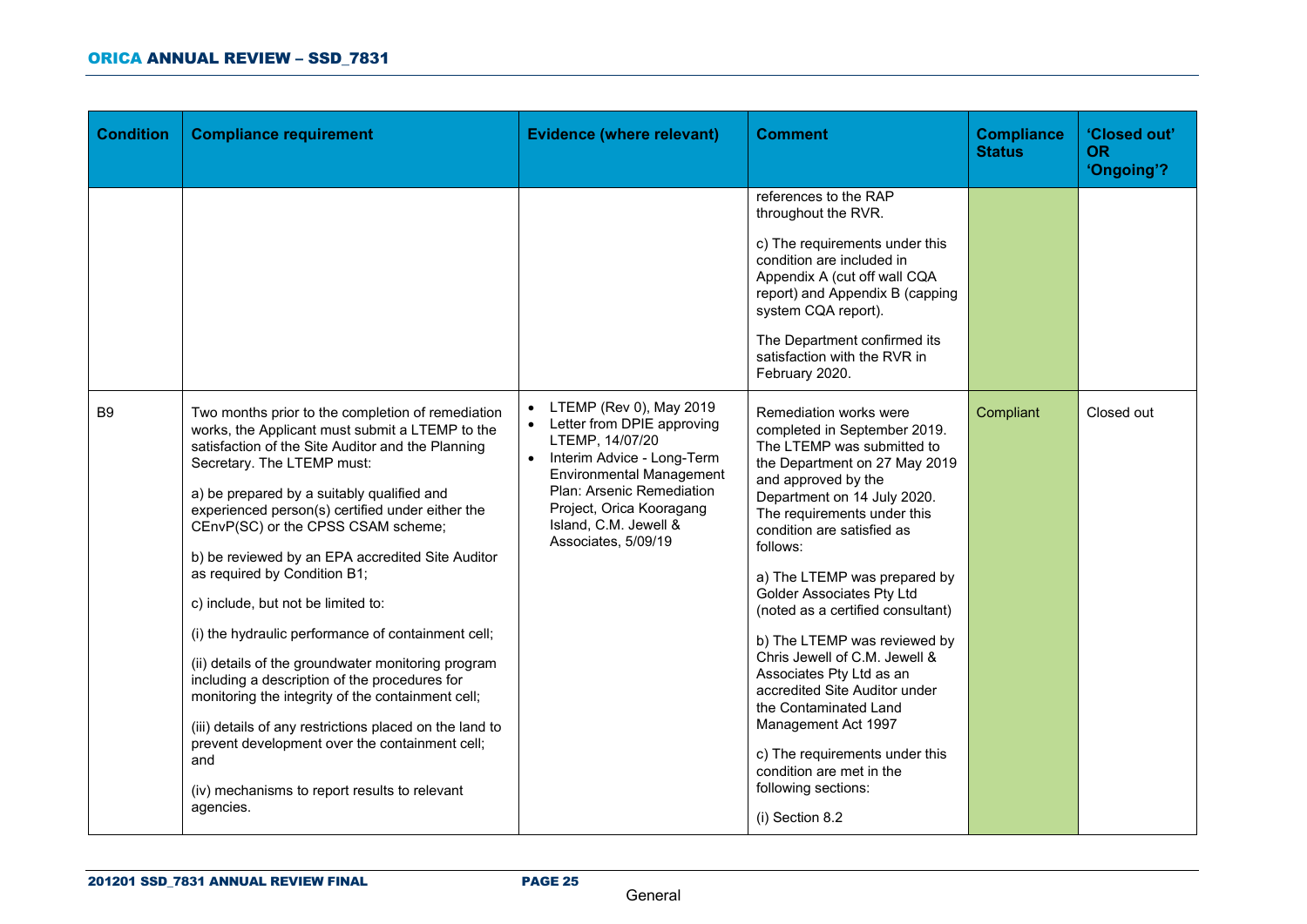| Condition | Compliance requirement | Evidence (where relevant) | Comment | Compliance Status | 'Closed out' OR 'Ongoing'? |
|---|---|---|---|---|---|
| | | | references to the RAP throughout the RVR.<br><br>c) The requirements under this condition are included in Appendix A (cut off wall CQA report) and Appendix B (capping system CQA report).<br><br>The Department confirmed its satisfaction with the RVR in February 2020. | | |
| B9 | Two months prior to the completion of remediation works, the Applicant must submit a LTEMP to the satisfaction of the Site Auditor and the Planning Secretary. The LTEMP must:<br><br>a) be prepared by a suitably qualified and experienced person(s) certified under either the CEnvP(SC) or the CPSS CSAM scheme;<br><br>b) be reviewed by an EPA accredited Site Auditor as required by Condition B1;<br><br>c) include, but not be limited to:<br><br>(i) the hydraulic performance of containment cell;<br><br>(ii) details of the groundwater monitoring program including a description of the procedures for monitoring the integrity of the containment cell;<br><br>(iii) details of any restrictions placed on the land to prevent development over the containment cell; and<br><br>(iv) mechanisms to report results to relevant agencies. | • LTEMP (Rev 0), May 2019<br>• Letter from DPIE approving LTEMP, 14/07/20<br>• Interim Advice - Long-Term Environmental Management Plan: Arsenic Remediation Project, Orica Kooragang Island, C.M. Jewell & Associates, 5/09/19 | Remediation works were completed in September 2019. The LTEMP was submitted to the Department on 27 May 2019 and approved by the Department on 14 July 2020. The requirements under this condition are satisfied as follows:<br><br>a) The LTEMP was prepared by Golder Associates Pty Ltd (noted as a certified consultant)<br><br>b) The LTEMP was reviewed by Chris Jewell of C.M. Jewell & Associates Pty Ltd as an accredited Site Auditor under the Contaminated Land Management Act 1997<br><br>c) The requirements under this condition are met in the following sections:<br><br>(i) Section 8.2 | Compliant | Closed out |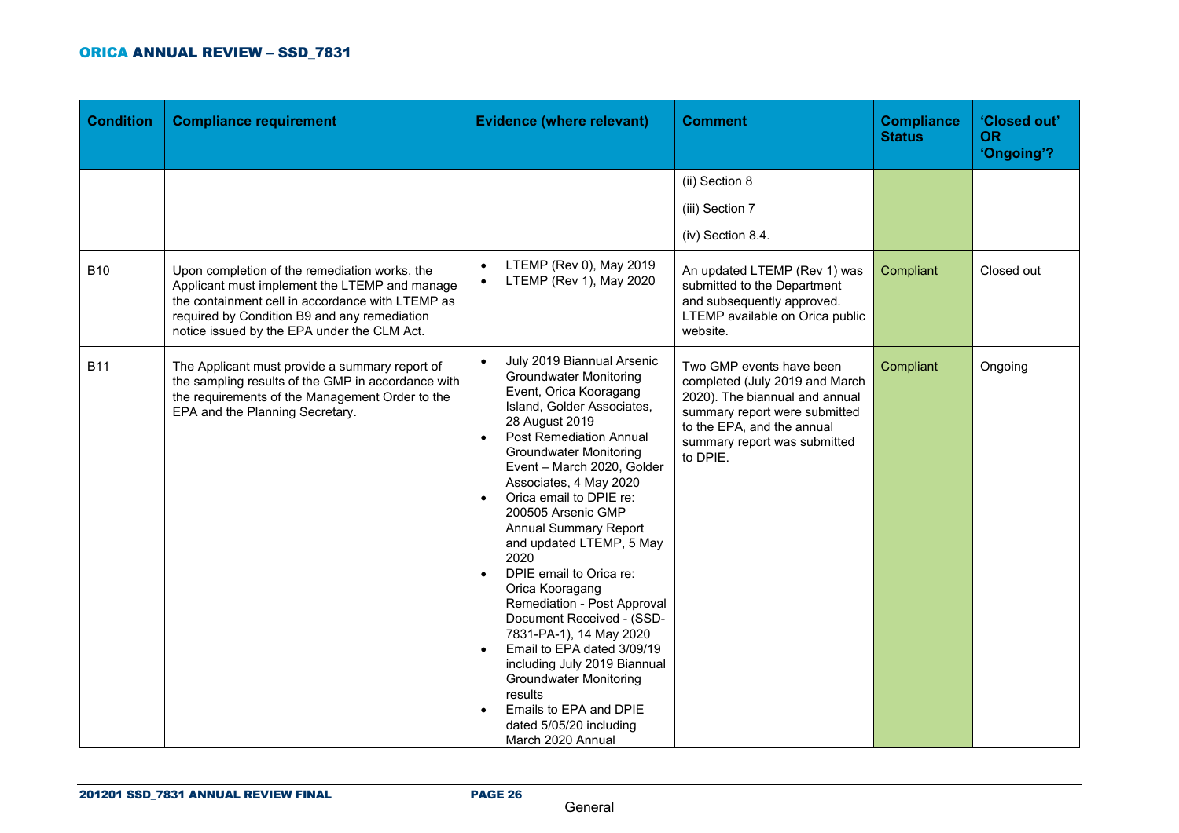| Condition | Compliance requirement | Evidence (where relevant) | Comment | Compliance Status | 'Closed out' OR 'Ongoing'? |
|---|---|---|---|---|---|
| | | | (ii) Section 8<br>(iii) Section 7<br>(iv) Section 8.4. | | |
| B10 | Upon completion of the remediation works, the Applicant must implement the LTEMP and manage the containment cell in accordance with LTEMP as required by Condition B9 and any remediation notice issued by the EPA under the CLM Act. | • LTEMP (Rev 0), May 2019<br>• LTEMP (Rev 1), May 2020 | An updated LTEMP (Rev 1) was submitted to the Department and subsequently approved. LTEMP available on Orica public website. | Compliant | Closed out |
| B11 | The Applicant must provide a summary report of the sampling results of the GMP in accordance with the requirements of the Management Order to the EPA and the Planning Secretary. | • July 2019 Biannual Arsenic Groundwater Monitoring Event, Orica Kooragang Island, Golder Associates, 28 August 2019<br>• Post Remediation Annual Groundwater Monitoring Event – March 2020, Golder Associates, 4 May 2020<br>• Orica email to DPIE re: 200505 Arsenic GMP Annual Summary Report and updated LTEMP, 5 May 2020<br>• DPIE email to Orica re: Orica Kooragang Remediation - Post Approval Document Received - (SSD-7831-PA-1), 14 May 2020<br>• Email to EPA dated 3/09/19 including July 2019 Biannual Groundwater Monitoring results<br>• Emails to EPA and DPIE dated 5/05/20 including March 2020 Annual | Two GMP events have been completed (July 2019 and March 2020). The biannual and annual summary report were submitted to the EPA, and the annual summary report was submitted to DPIE. | Compliant | Ongoing |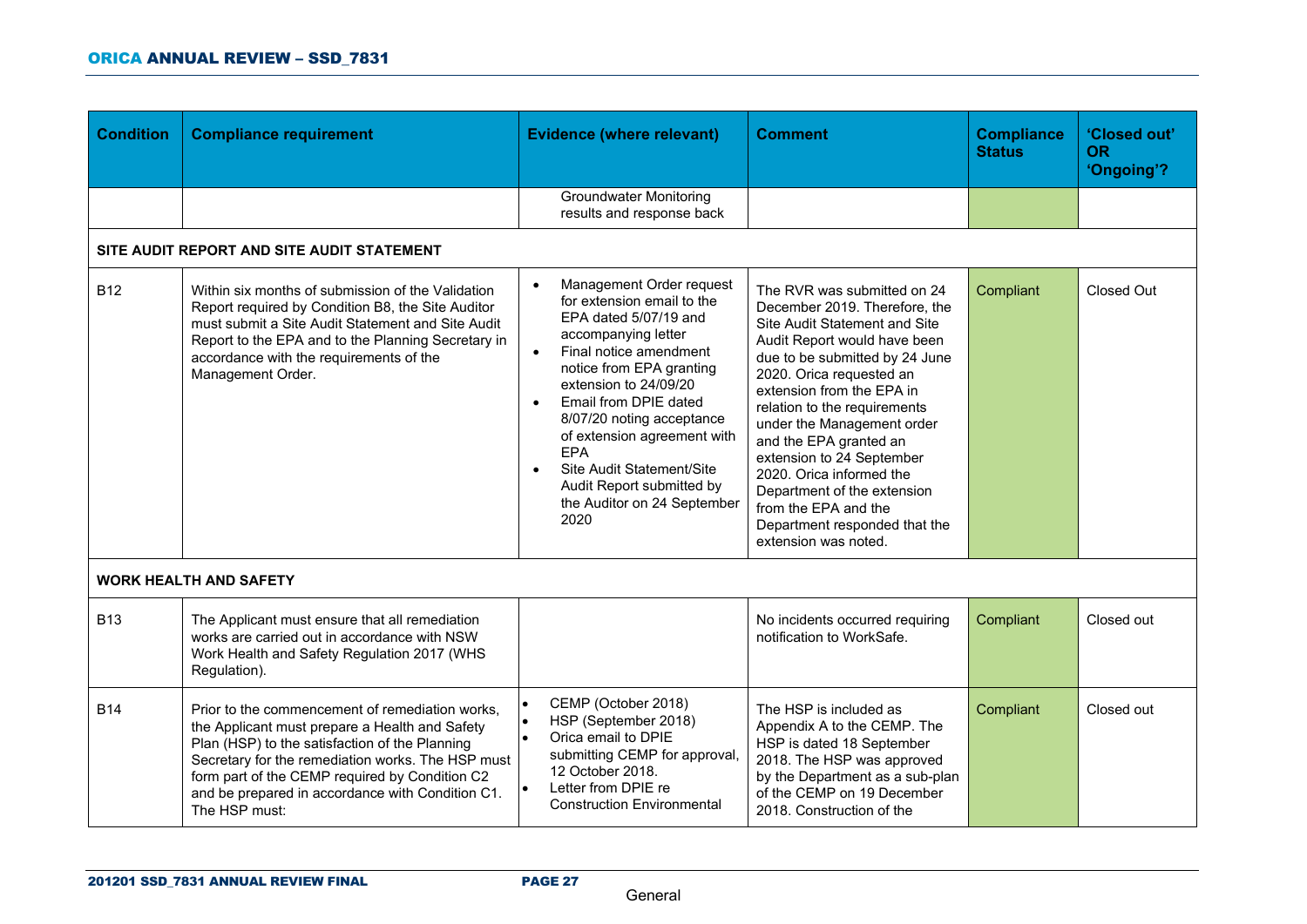| Condition | Compliance requirement | Evidence (where relevant) | Comment | Compliance Status | 'Closed out' OR 'Ongoing'? |
|---|---|---|---|---|---|
| | | Groundwater Monitoring results and response back | | | |
| **SITE AUDIT REPORT AND SITE AUDIT STATEMENT** | | | | | |
| B12 | Within six months of submission of the Validation Report required by Condition B8, the Site Auditor must submit a Site Audit Statement and Site Audit Report to the EPA and to the Planning Secretary in accordance with the requirements of the Management Order. | • Management Order request for extension email to the EPA dated 5/07/19 and accompanying letter<br>• Final notice amendment notice from EPA granting extension to 24/09/20<br>• Email from DPIE dated 8/07/20 noting acceptance of extension agreement with EPA<br>• Site Audit Statement/Site Audit Report submitted by the Auditor on 24 September 2020 | The RVR was submitted on 24 December 2019. Therefore, the Site Audit Statement and Site Audit Report would have been due to be submitted by 24 June 2020. Orica requested an extension from the EPA in relation to the requirements under the Management order and the EPA granted an extension to 24 September 2020. Orica informed the Department of the extension from the EPA and the Department responded that the extension was noted. | Compliant | Closed Out |
| **WORK HEALTH AND SAFETY** | | | | | |
| B13 | The Applicant must ensure that all remediation works are carried out in accordance with NSW Work Health and Safety Regulation 2017 (WHS Regulation). | | No incidents occurred requiring notification to WorkSafe. | Compliant | Closed out |
| B14 | Prior to the commencement of remediation works, the Applicant must prepare a Health and Safety Plan (HSP) to the satisfaction of the Planning Secretary for the remediation works. The HSP must form part of the CEMP required by Condition C2 and be prepared in accordance with Condition C1. The HSP must: | • CEMP (October 2018)<br>• HSP (September 2018)<br>• Orica email to DPIE submitting CEMP for approval, 12 October 2018.<br>• Letter from DPIE re Construction Environmental | The HSP is included as Appendix A to the CEMP. The HSP is dated 18 September 2018. The HSP was approved by the Department as a sub-plan of the CEMP on 19 December 2018. Construction of the | Compliant | Closed out |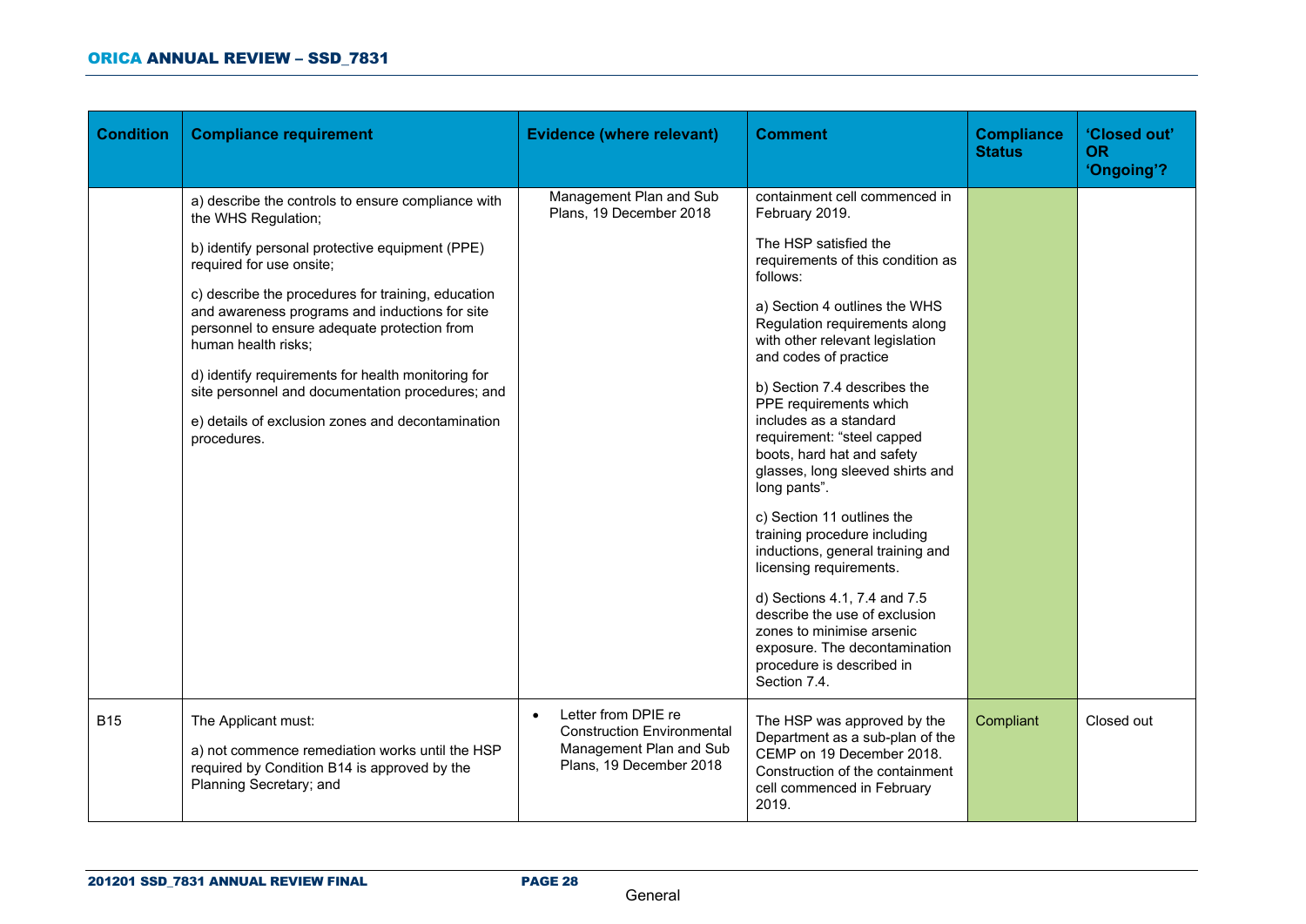| Condition | Compliance requirement | Evidence (where relevant) | Comment | Compliance Status | 'Closed out' OR 'Ongoing'? |
|---|---|---|---|---|---|
| | a) describe the controls to ensure compliance with the WHS Regulation;<br><br>b) identify personal protective equipment (PPE) required for use onsite;<br><br>c) describe the procedures for training, education and awareness programs and inductions for site personnel to ensure adequate protection from human health risks;<br><br>d) identify requirements for health monitoring for site personnel and documentation procedures; and<br><br>e) details of exclusion zones and decontamination procedures. | Management Plan and Sub Plans, 19 December 2018 | containment cell commenced in February 2019.<br><br>The HSP satisfied the requirements of this condition as follows:<br><br>a) Section 4 outlines the WHS Regulation requirements along with other relevant legislation and codes of practice<br><br>b) Section 7.4 describes the PPE requirements which includes as a standard requirement: "steel capped boots, hard hat and safety glasses, long sleeved shirts and long pants".<br><br>c) Section 11 outlines the training procedure including inductions, general training and licensing requirements.<br><br>d) Sections 4.1, 7.4 and 7.5 describe the use of exclusion zones to minimise arsenic exposure. The decontamination procedure is described in Section 7.4. | | |
| B15 | The Applicant must:<br><br>a) not commence remediation works until the HSP required by Condition B14 is approved by the Planning Secretary; and | • Letter from DPIE re Construction Environmental Management Plan and Sub Plans, 19 December 2018 | The HSP was approved by the Department as a sub-plan of the CEMP on 19 December 2018. Construction of the containment cell commenced in February 2019. | Compliant | Closed out |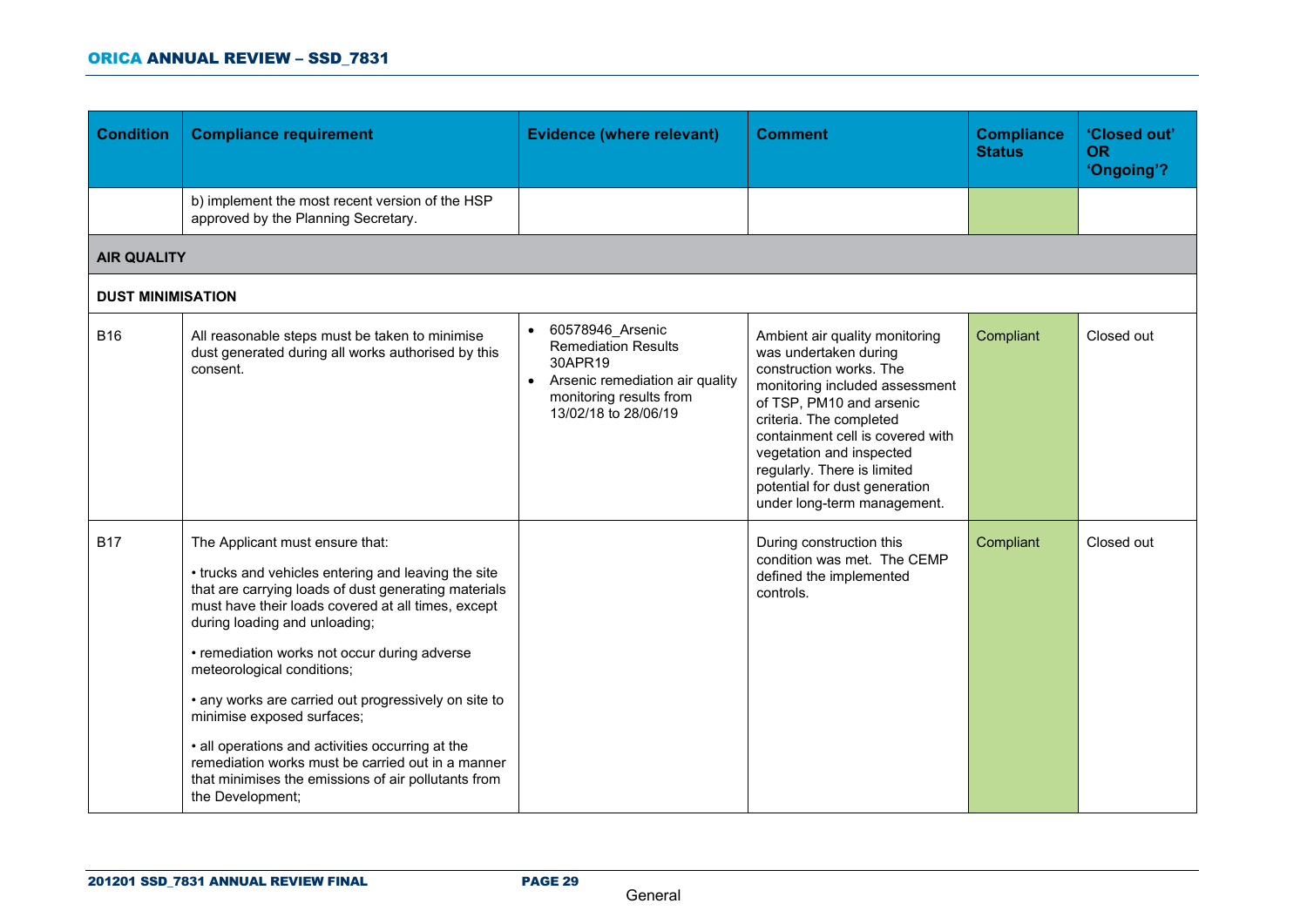| Condition | Compliance requirement | Evidence (where relevant) | Comment | Compliance Status | 'Closed out' OR 'Ongoing'? |
|---|---|---|---|---|---|
| | b) implement the most recent version of the HSP approved by the Planning Secretary. | | | | |
| **AIR QUALITY** | | | | | |
| **DUST MINIMISATION** | | | | | |
| B16 | All reasonable steps must be taken to minimise dust generated during all works authorised by this consent. | • 60578946_Arsenic Remediation Results 30APR19<br>• Arsenic remediation air quality monitoring results from 13/02/18 to 28/06/19 | Ambient air quality monitoring was undertaken during construction works. The monitoring included assessment of TSP, PM10 and arsenic criteria. The completed containment cell is covered with vegetation and inspected regularly. There is limited potential for dust generation under long-term management. | Compliant | Closed out |
| B17 | The Applicant must ensure that:<br><br>• trucks and vehicles entering and leaving the site that are carrying loads of dust generating materials must have their loads covered at all times, except during loading and unloading;<br><br>• remediation works not occur during adverse meteorological conditions;<br><br>• any works are carried out progressively on site to minimise exposed surfaces;<br><br>• all operations and activities occurring at the remediation works must be carried out in a manner that minimises the emissions of air pollutants from the Development; | | During construction this condition was met. The CEMP defined the implemented controls. | Compliant | Closed out |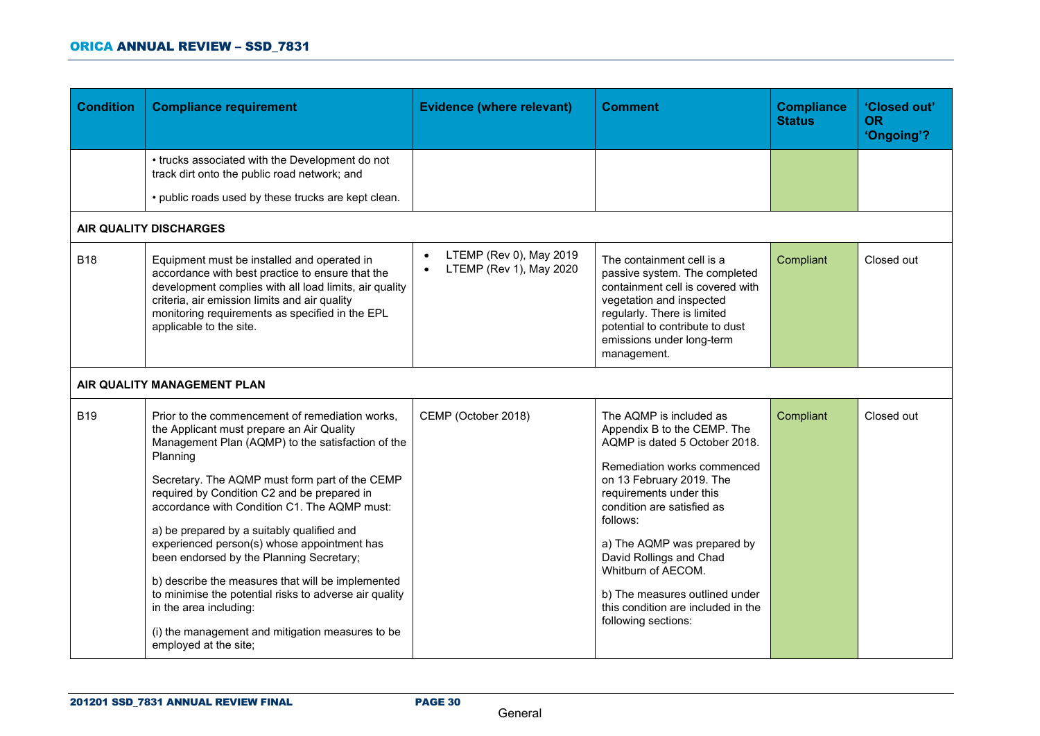| Condition | Compliance requirement | Evidence (where relevant) | Comment | Compliance Status | 'Closed out' OR 'Ongoing'? |
|---|---|---|---|---|---|
| | • trucks associated with the Development do not track dirt onto the public road network; and<br>• public roads used by these trucks are kept clean. | | | | |
| **AIR QUALITY DISCHARGES** | | | | | |
| B18 | Equipment must be installed and operated in accordance with best practice to ensure that the development complies with all load limits, air quality criteria, air emission limits and air quality monitoring requirements as specified in the EPL applicable to the site. | • LTEMP (Rev 0), May 2019<br>• LTEMP (Rev 1), May 2020 | The containment cell is a passive system. The completed containment cell is covered with vegetation and inspected regularly. There is limited potential to contribute to dust emissions under long-term management. | Compliant | Closed out |
| **AIR QUALITY MANAGEMENT PLAN** | | | | | |
| B19 | Prior to the commencement of remediation works, the Applicant must prepare an Air Quality Management Plan (AQMP) to the satisfaction of the Planning<br><br>Secretary. The AQMP must form part of the CEMP required by Condition C2 and be prepared in accordance with Condition C1. The AQMP must:<br><br>a) be prepared by a suitably qualified and experienced person(s) whose appointment has been endorsed by the Planning Secretary;<br><br>b) describe the measures that will be implemented to minimise the potential risks to adverse air quality in the area including:<br><br>(i) the management and mitigation measures to be employed at the site; | CEMP (October 2018) | The AQMP is included as Appendix B to the CEMP. The AQMP is dated 5 October 2018.<br><br>Remediation works commenced on 13 February 2019. The requirements under this condition are satisfied as follows:<br><br>a) The AQMP was prepared by David Rollings and Chad Whitburn of AECOM.<br><br>b) The measures outlined under this condition are included in the following sections: | Compliant | Closed out |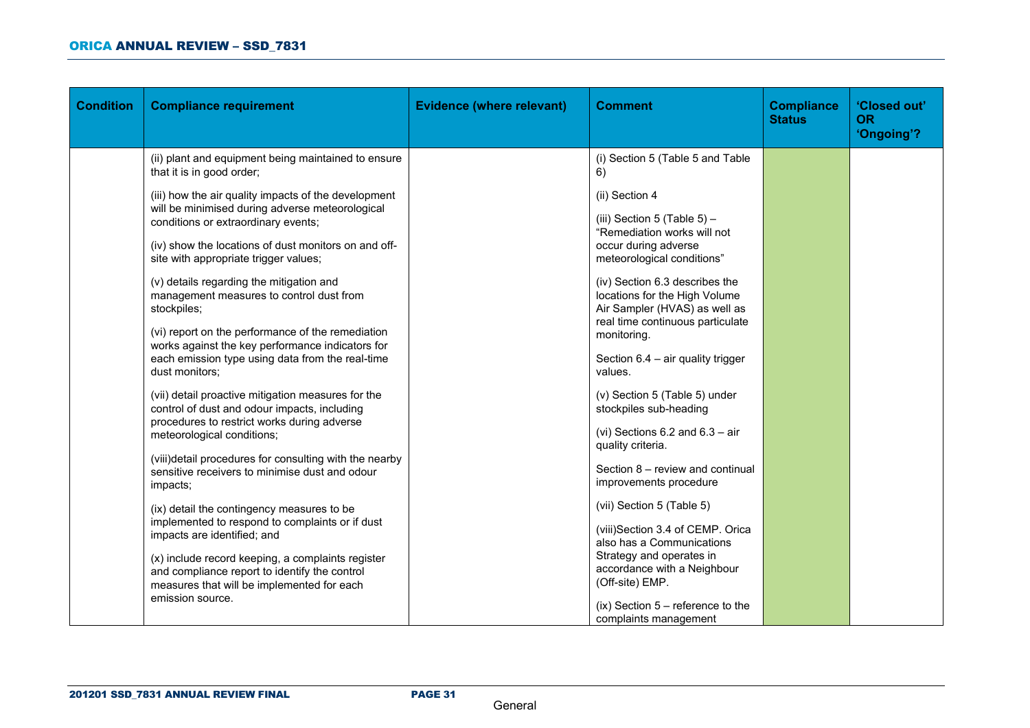| Condition | Compliance requirement | Evidence (where relevant) | Comment | Compliance Status | 'Closed out' OR 'Ongoing'? |
|---|---|---|---|---|---|
| | (ii) plant and equipment being maintained to ensure that it is in good order;<br><br>(iii) how the air quality impacts of the development will be minimised during adverse meteorological conditions or extraordinary events;<br><br>(iv) show the locations of dust monitors on and off-site with appropriate trigger values;<br><br>(v) details regarding the mitigation and management measures to control dust from stockpiles;<br><br>(vi) report on the performance of the remediation works against the key performance indicators for each emission type using data from the real-time dust monitors;<br><br>(vii) detail proactive mitigation measures for the control of dust and odour impacts, including procedures to restrict works during adverse meteorological conditions;<br><br>(viii)detail procedures for consulting with the nearby sensitive receivers to minimise dust and odour impacts;<br><br>(ix) detail the contingency measures to be implemented to respond to complaints or if dust impacts are identified; and<br><br>(x) include record keeping, a complaints register and compliance report to identify the control measures that will be implemented for each emission source. | | (i) Section 5 (Table 5 and Table 6)<br><br>(ii) Section 4<br><br>(iii) Section 5 (Table 5) – "Remediation works will not occur during adverse meteorological conditions"<br><br>(iv) Section 6.3 describes the locations for the High Volume Air Sampler (HVAS) as well as real time continuous particulate monitoring.<br><br>Section 6.4 – air quality trigger values.<br><br>(v) Section 5 (Table 5) under stockpiles sub-heading<br><br>(vi) Sections 6.2 and 6.3 – air quality criteria.<br><br>Section 8 – review and continual improvements procedure<br><br>(vii) Section 5 (Table 5)<br><br>(viii)Section 3.4 of CEMP. Orica also has a Communications Strategy and operates in accordance with a Neighbour (Off-site) EMP.<br><br>(ix) Section 5 – reference to the complaints management | | |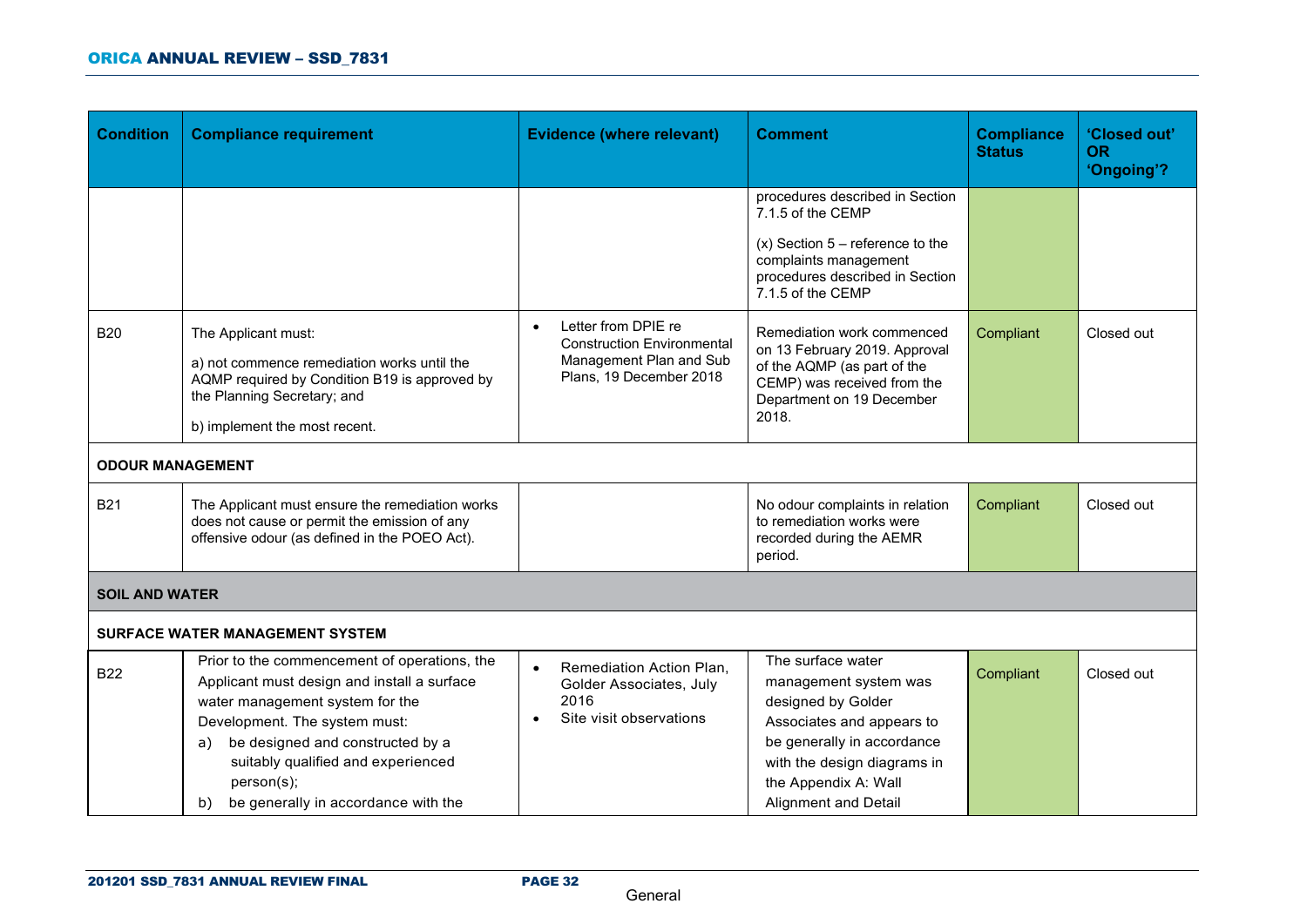| Condition | Compliance requirement | Evidence (where relevant) | Comment | Compliance Status | 'Closed out' OR 'Ongoing'? |
|---|---|---|---|---|---|
| | | | procedures described in Section 7.1.5 of the CEMP<br><br>(x) Section 5 – reference to the complaints management procedures described in Section 7.1.5 of the CEMP | | |
| B20 | The Applicant must:<br><br>a) not commence remediation works until the AQMP required by Condition B19 is approved by the Planning Secretary; and<br><br>b) implement the most recent. | • Letter from DPIE re Construction Environmental Management Plan and Sub Plans, 19 December 2018 | Remediation work commenced on 13 February 2019. Approval of the AQMP (as part of the CEMP) was received from the Department on 19 December 2018. | Compliant | Closed out |
| **ODOUR MANAGEMENT** | | | | | |
| B21 | The Applicant must ensure the remediation works does not cause or permit the emission of any offensive odour (as defined in the POEO Act). | | No odour complaints in relation to remediation works were recorded during the AEMR period. | Compliant | Closed out |
| **SOIL AND WATER** | | | | | |
| **SURFACE WATER MANAGEMENT SYSTEM** | | | | | |
| B22 | Prior to the commencement of operations, the Applicant must design and install a surface water management system for the Development. The system must:<br>a) be designed and constructed by a suitably qualified and experienced person(s);<br>b) be generally in accordance with the | • Remediation Action Plan, Golder Associates, July 2016<br>• Site visit observations | The surface water management system was designed by Golder Associates and appears to be generally in accordance with the design diagrams in the Appendix A: Wall Alignment and Detail | Compliant | Closed out |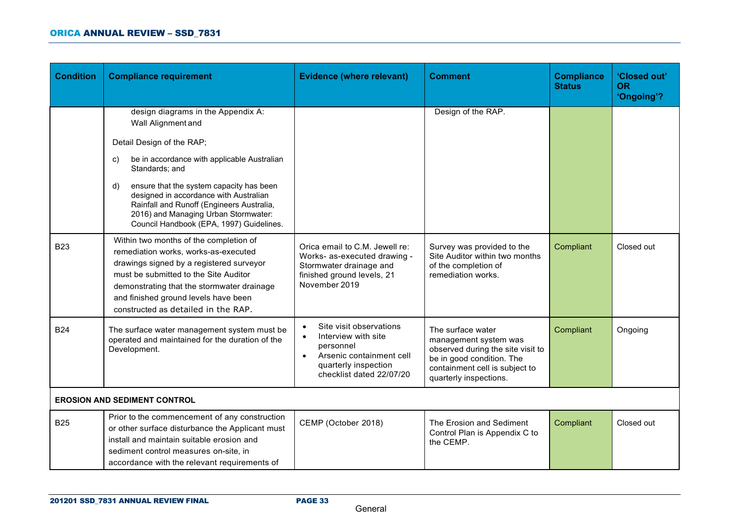| Condition | Compliance requirement | Evidence (where relevant) | Comment | Compliance Status | 'Closed out' OR 'Ongoing'? |
|---|---|---|---|---|---|
| | design diagrams in the Appendix A: Wall Alignment and<br><br>Detail Design of the RAP;<br><br>c) be in accordance with applicable Australian Standards; and<br><br>d) ensure that the system capacity has been designed in accordance with Australian Rainfall and Runoff (Engineers Australia, 2016) and Managing Urban Stormwater: Council Handbook (EPA, 1997) Guidelines. | | Design of the RAP. | | |
| B23 | Within two months of the completion of remediation works, works-as-executed drawings signed by a registered surveyor must be submitted to the Site Auditor demonstrating that the stormwater drainage and finished ground levels have been constructed as detailed in the RAP. | Orica email to C.M. Jewell re: Works- as-executed drawing - Stormwater drainage and finished ground levels, 21 November 2019 | Survey was provided to the Site Auditor within two months of the completion of remediation works. | Compliant | Closed out |
| B24 | The surface water management system must be operated and maintained for the duration of the Development. | • Site visit observations<br>• Interview with site personnel<br>• Arsenic containment cell quarterly inspection checklist dated 22/07/20 | The surface water management system was observed during the site visit to be in good condition. The containment cell is subject to quarterly inspections. | Compliant | Ongoing |
| **EROSION AND SEDIMENT CONTROL** | | | | | |
| B25 | Prior to the commencement of any construction or other surface disturbance the Applicant must install and maintain suitable erosion and sediment control measures on-site, in accordance with the relevant requirements of | CEMP (October 2018) | The Erosion and Sediment Control Plan is Appendix C to the CEMP. | Compliant | Closed out |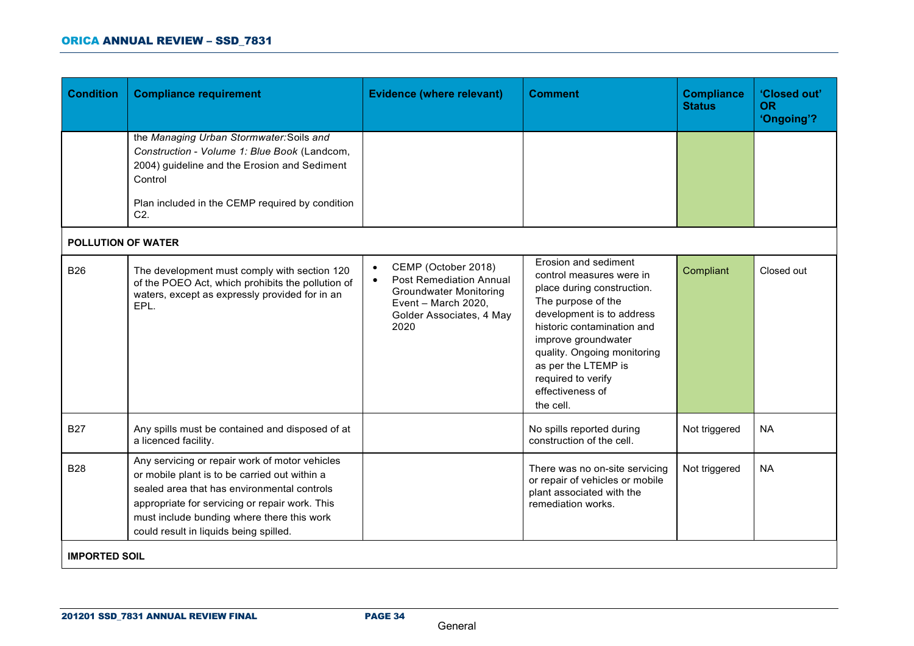| Condition | Compliance requirement | Evidence (where relevant) | Comment | Compliance Status | 'Closed out' OR 'Ongoing'? |
|---|---|---|---|---|---|
| | the *Managing Urban Stormwater: Soils and Construction - Volume 1: Blue Book* (Landcom, 2004) guideline and the Erosion and Sediment Control<br><br>Plan included in the CEMP required by condition C2. | | | | |
| **POLLUTION OF WATER** | | | | | |
| B26 | The development must comply with section 120 of the POEO Act, which prohibits the pollution of waters, except as expressly provided for in an EPL. | • CEMP (October 2018)<br>• Post Remediation Annual Groundwater Monitoring Event – March 2020, Golder Associates, 4 May 2020 | Erosion and sediment control measures were in place during construction. The purpose of the development is to address historic contamination and improve groundwater quality. Ongoing monitoring as per the LTEMP is required to verify effectiveness of the cell. | Compliant | Closed out |
| B27 | Any spills must be contained and disposed of at a licenced facility. | | No spills reported during construction of the cell. | Not triggered | NA |
| B28 | Any servicing or repair work of motor vehicles or mobile plant is to be carried out within a sealed area that has environmental controls appropriate for servicing or repair work. This must include bunding where there this work could result in liquids being spilled. | | There was no on-site servicing or repair of vehicles or mobile plant associated with the remediation works. | Not triggered | NA |
| **IMPORTED SOIL** | | | | | |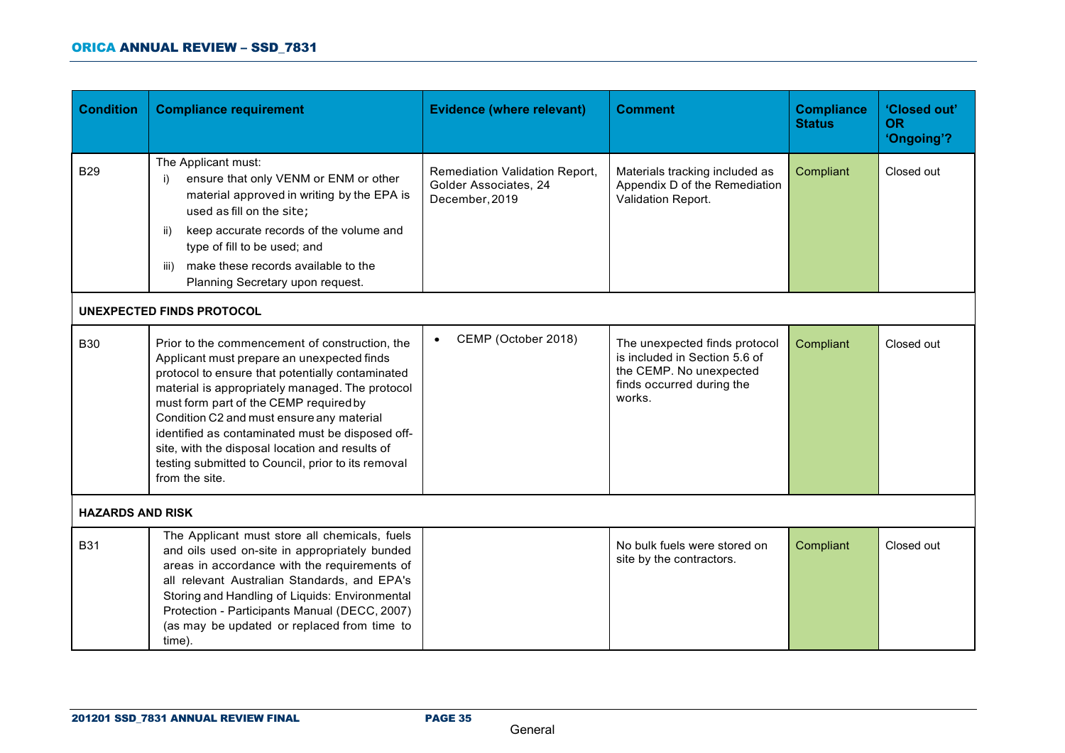| Condition | Compliance requirement | Evidence (where relevant) | Comment | Compliance Status | 'Closed out' OR 'Ongoing'? |
|---|---|---|---|---|---|
| B29 | The Applicant must: i) ensure that only VENM or ENM or other material approved in writing by the EPA is used as fill on the site; ii) keep accurate records of the volume and type of fill to be used; and iii) make these records available to the Planning Secretary upon request. | Remediation Validation Report, Golder Associates, 24 December, 2019 | Materials tracking included as Appendix D of the Remediation Validation Report. | Compliant | Closed out |
| **UNEXPECTED FINDS PROTOCOL** | | | | | |
| B30 | Prior to the commencement of construction, the Applicant must prepare an unexpected finds protocol to ensure that potentially contaminated material is appropriately managed. The protocol must form part of the CEMP required by Condition C2 and must ensure any material identified as contaminated must be disposed off-site, with the disposal location and results of testing submitted to Council, prior to its removal from the site. | • CEMP (October 2018) | The unexpected finds protocol is included in Section 5.6 of the CEMP. No unexpected finds occurred during the works. | Compliant | Closed out |
| **HAZARDS AND RISK** | | | | | |
| B31 | The Applicant must store all chemicals, fuels and oils used on-site in appropriately bunded areas in accordance with the requirements of all relevant Australian Standards, and EPA's Storing and Handling of Liquids: Environmental Protection - Participants Manual (DECC, 2007) (as may be updated or replaced from time to time). | | No bulk fuels were stored on site by the contractors. | Compliant | Closed out |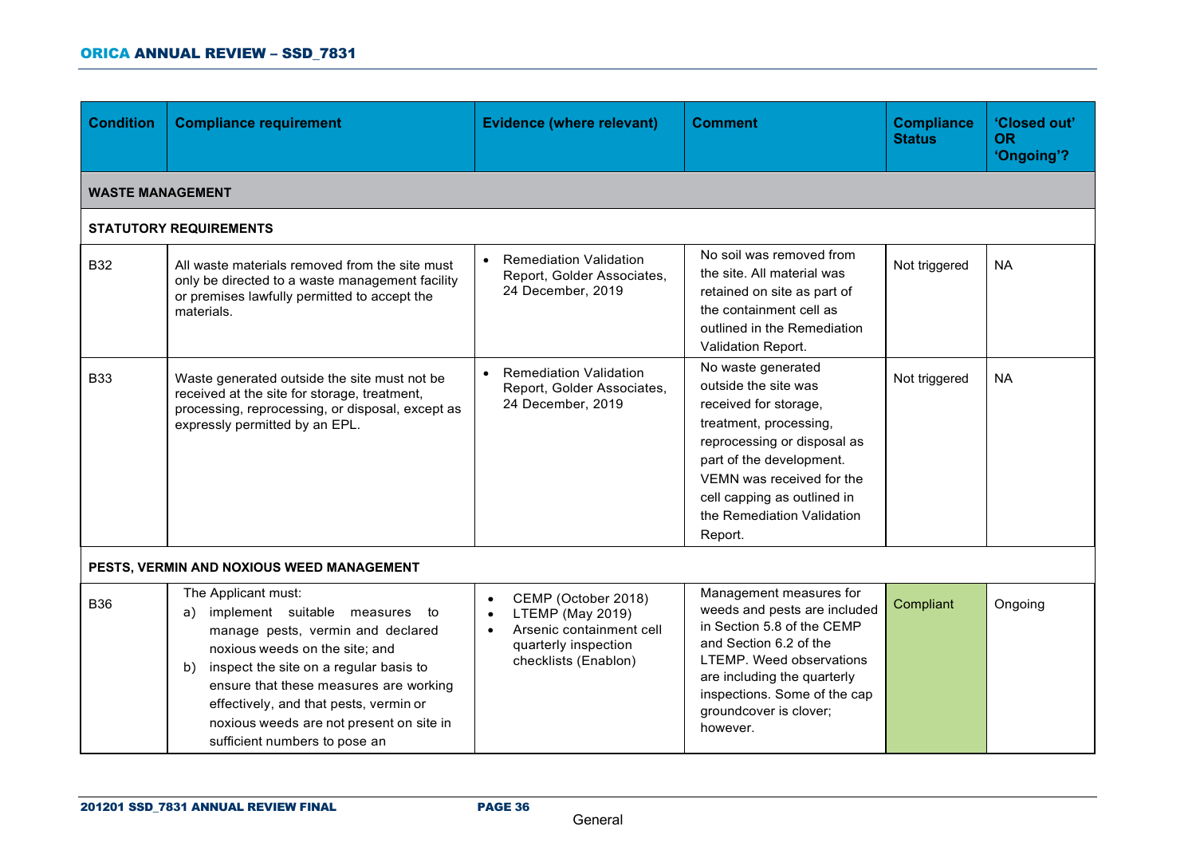| Condition | Compliance requirement | Evidence (where relevant) | Comment | Compliance Status | 'Closed out' OR 'Ongoing'? |
|---|---|---|---|---|---|
| **WASTE MANAGEMENT** | | | | | |
| **STATUTORY REQUIREMENTS** | | | | | |
| B32 | All waste materials removed from the site must only be directed to a waste management facility or premises lawfully permitted to accept the materials. | • Remediation Validation Report, Golder Associates, 24 December, 2019 | No soil was removed from the site. All material was retained on site as part of the containment cell as outlined in the Remediation Validation Report. | Not triggered | NA |
| B33 | Waste generated outside the site must not be received at the site for storage, treatment, processing, reprocessing, or disposal, except as expressly permitted by an EPL. | • Remediation Validation Report, Golder Associates, 24 December, 2019 | No waste generated outside the site was received for storage, treatment, processing, reprocessing or disposal as part of the development. VEMN was received for the cell capping as outlined in the Remediation Validation Report. | Not triggered | NA |
| **PESTS, VERMIN AND NOXIOUS WEED MANAGEMENT** | | | | | |
| B36 | The Applicant must:<br>a) implement suitable measures to manage pests, vermin and declared noxious weeds on the site; and<br>b) inspect the site on a regular basis to ensure that these measures are working effectively, and that pests, vermin or noxious weeds are not present on site in sufficient numbers to pose an | • CEMP (October 2018)<br>• LTEMP (May 2019)<br>• Arsenic containment cell quarterly inspection checklists (Enablon) | Management measures for weeds and pests are included in Section 5.8 of the CEMP and Section 6.2 of the LTEMP. Weed observations are including the quarterly inspections. Some of the cap groundcover is clover; however. | Compliant | Ongoing |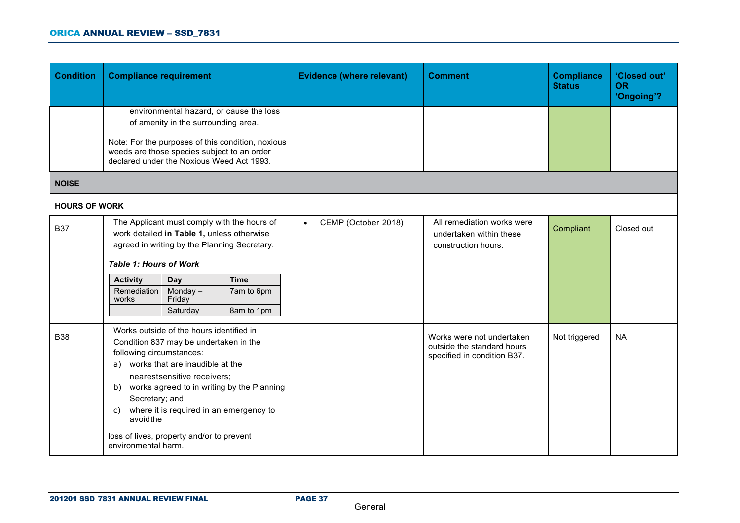| Condition | Compliance requirement | Evidence (where relevant) | Comment | Compliance Status | 'Closed out' OR 'Ongoing'? |
|---|---|---|---|---|---|
| | environmental hazard, or cause the loss of amenity in the surrounding area.<br><br>Note: For the purposes of this condition, noxious weeds are those species subject to an order declared under the Noxious Weed Act 1993. | | | | |
| **NOISE** | | | | | |
| **HOURS OF WORK** | | | | | |
| B37 | The Applicant must comply with the hours of work detailed **in Table 1,** unless otherwise agreed in writing by the Planning Secretary.<br><br>***Table 1: Hours of Work***<br><br>**Activity** / **Day** / **Time**<br>Remediation works / Monday – Friday / 7am to 6pm<br>/ Saturday / 8am to 1pm | • CEMP (October 2018) | All remediation works were undertaken within these construction hours. | Compliant | Closed out |
| B38 | Works outside of the hours identified in Condition 837 may be undertaken in the following circumstances:<br>a) works that are inaudible at the nearestsensitive receivers;<br>b) works agreed to in writing by the Planning Secretary; and<br>c) where it is required in an emergency to avoidthe<br><br>loss of lives, property and/or to prevent environmental harm. | | Works were not undertaken outside the standard hours specified in condition B37. | Not triggered | NA |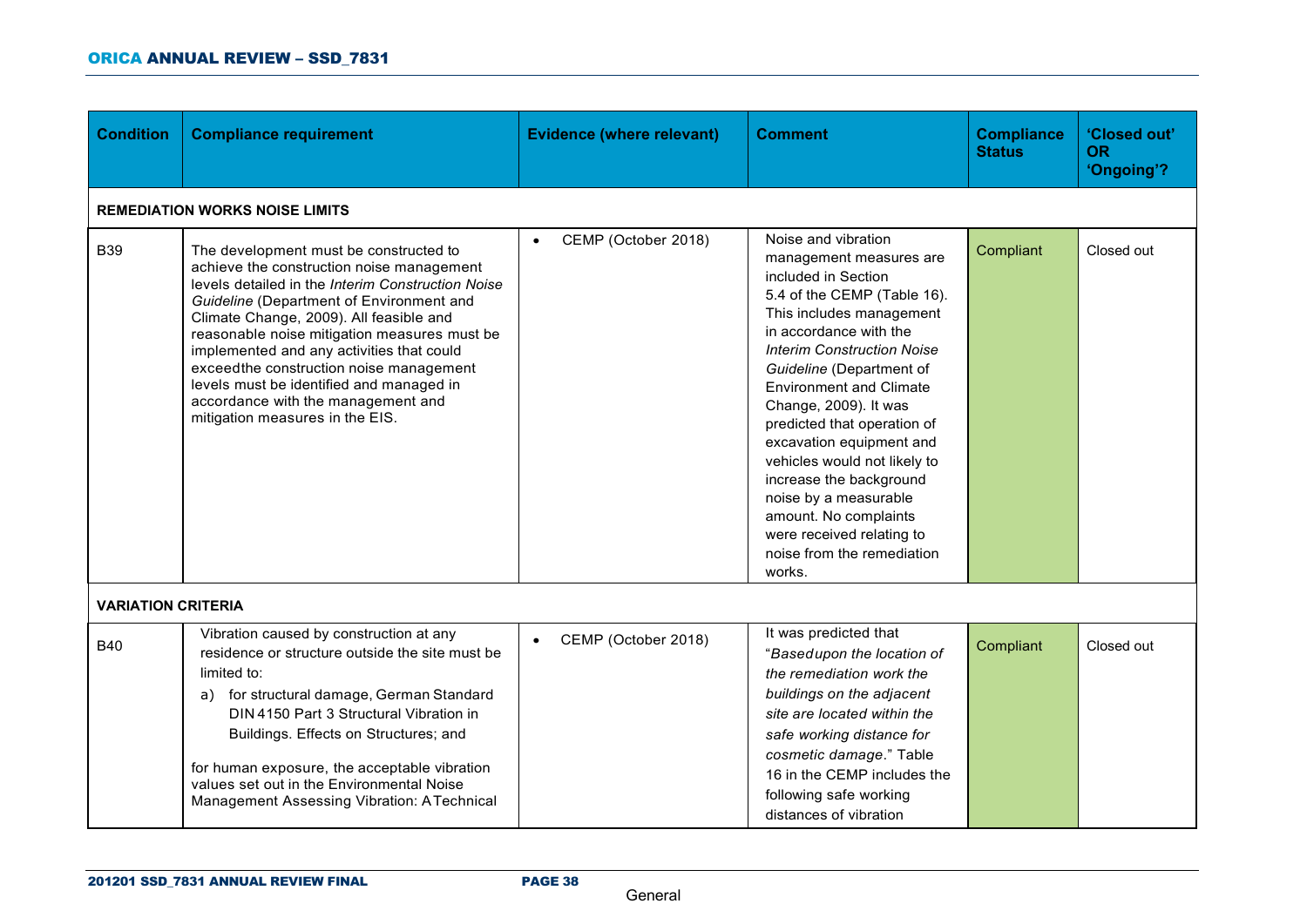| Condition | Compliance requirement | Evidence (where relevant) | Comment | Compliance Status | 'Closed out' OR 'Ongoing'? |
|---|---|---|---|---|---|
| **REMEDIATION WORKS NOISE LIMITS** | | | | | |
| B39 | The development must be constructed to achieve the construction noise management levels detailed in the *Interim Construction Noise Guideline* (Department of Environment and Climate Change, 2009). All feasible and reasonable noise mitigation measures must be implemented and any activities that could exceedthe construction noise management levels must be identified and managed in accordance with the management and mitigation measures in the EIS. | • CEMP (October 2018) | Noise and vibration management measures are included in Section 5.4 of the CEMP (Table 16). This includes management in accordance with the *Interim Construction Noise Guideline* (Department of Environment and Climate Change, 2009). It was predicted that operation of excavation equipment and vehicles would not likely to increase the background noise by a measurable amount. No complaints were received relating to noise from the remediation works. | Compliant | Closed out |
| **VARIATION CRITERIA** | | | | | |
| B40 | Vibration caused by construction at any residence or structure outside the site must be limited to:<br>a) for structural damage, German Standard DIN 4150 Part 3 Structural Vibration in Buildings. Effects on Structures; and<br>for human exposure, the acceptable vibration values set out in the Environmental Noise Management Assessing Vibration: A Technical | • CEMP (October 2018) | It was predicted that "*Basedupon the location of the remediation work the buildings on the adjacent site are located within the safe working distance for cosmetic damage*." Table 16 in the CEMP includes the following safe working distances of vibration | Compliant | Closed out |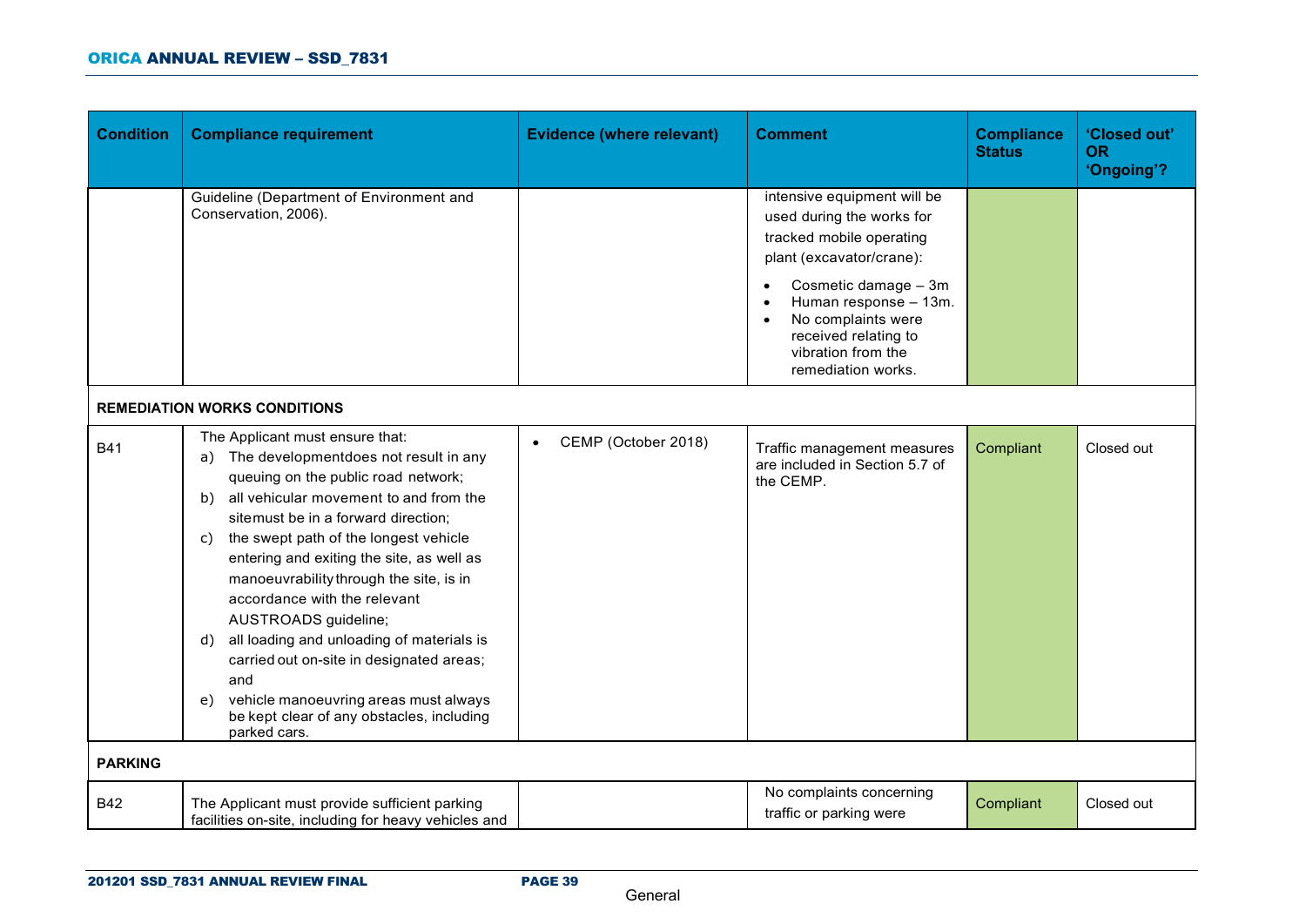| Condition | Compliance requirement | Evidence (where relevant) | Comment | Compliance Status | 'Closed out' OR 'Ongoing'? |
|---|---|---|---|---|---|
| | Guideline (Department of Environment and Conservation, 2006). | | intensive equipment will be used during the works for tracked mobile operating plant (excavator/crane):<br>• Cosmetic damage – 3m<br>• Human response – 13m.<br>• No complaints were received relating to vibration from the remediation works. | | |
| **REMEDIATION WORKS CONDITIONS** | | | | | |
| B41 | The Applicant must ensure that:<br>a) The developmentdoes not result in any queuing on the public road network;<br>b) all vehicular movement to and from the sitemust be in a forward direction;<br>c) the swept path of the longest vehicle entering and exiting the site, as well as manoeuvrabilitythrough the site, is in accordance with the relevant AUSTROADS guideline;<br>d) all loading and unloading of materials is carried out on-site in designated areas; and<br>e) vehicle manoeuvring areas must always be kept clear of any obstacles, including parked cars. | • CEMP (October 2018) | Traffic management measures are included in Section 5.7 of the CEMP. | Compliant | Closed out |
| **PARKING** | | | | | |
| B42 | The Applicant must provide sufficient parking facilities on-site, including for heavy vehicles and | | No complaints concerning traffic or parking were | Compliant | Closed out |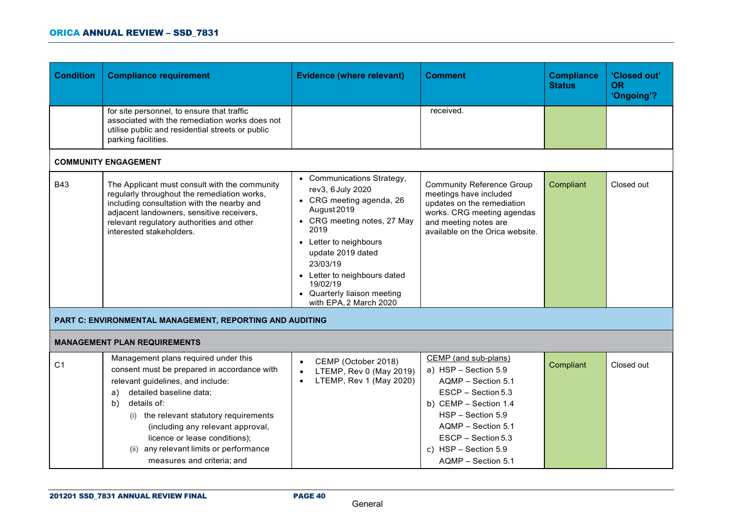| Condition | Compliance requirement | Evidence (where relevant) | Comment | Compliance Status | 'Closed out' OR 'Ongoing'? |
|---|---|---|---|---|---|
| | for site personnel, to ensure that traffic associated with the remediation works does not utilise public and residential streets or public parking facilities. | | received. | | |
| **COMMUNITY ENGAGEMENT** | | | | | |
| B43 | The Applicant must consult with the community regularly throughout the remediation works, including consultation with the nearby and adjacent landowners, sensitive receivers, relevant regulatory authorities and other interested stakeholders. | • Communications Strategy, rev3, 6 July 2020<br>• CRG meeting agenda, 26 August 2019<br>• CRG meeting notes, 27 May 2019<br>• Letter to neighbours update 2019 dated 23/03/19<br>• Letter to neighbours dated 19/02/19<br>• Quarterly liaison meeting with EPA, 2 March 2020 | Community Reference Group meetings have included updates on the remediation works. CRG meeting agendas and meeting notes are available on the Orica website. | Compliant | Closed out |
| **PART C: ENVIRONMENTAL MANAGEMENT, REPORTING AND AUDITING** | | | | | |
| **MANAGEMENT PLAN REQUIREMENTS** | | | | | |
| C1 | Management plans required under this consent must be prepared in accordance with relevant guidelines, and include:<br>a) detailed baseline data;<br>b) details of:<br>(i) the relevant statutory requirements (including any relevant approval, licence or lease conditions);<br>(ii) any relevant limits or performance measures and criteria; and | • CEMP (October 2018)<br>• LTEMP, Rev 0 (May 2019)<br>• LTEMP, Rev 1 (May 2020) | CEMP (and sub-plans)<br>a) HSP – Section 5.9<br>AQMP – Section 5.1<br>ESCP – Section 5.3<br>b) CEMP – Section 1.4<br>HSP – Section 5.9<br>AQMP – Section 5.1<br>ESCP – Section 5.3<br>c) HSP – Section 5.9<br>AQMP – Section 5.1 | Compliant | Closed out |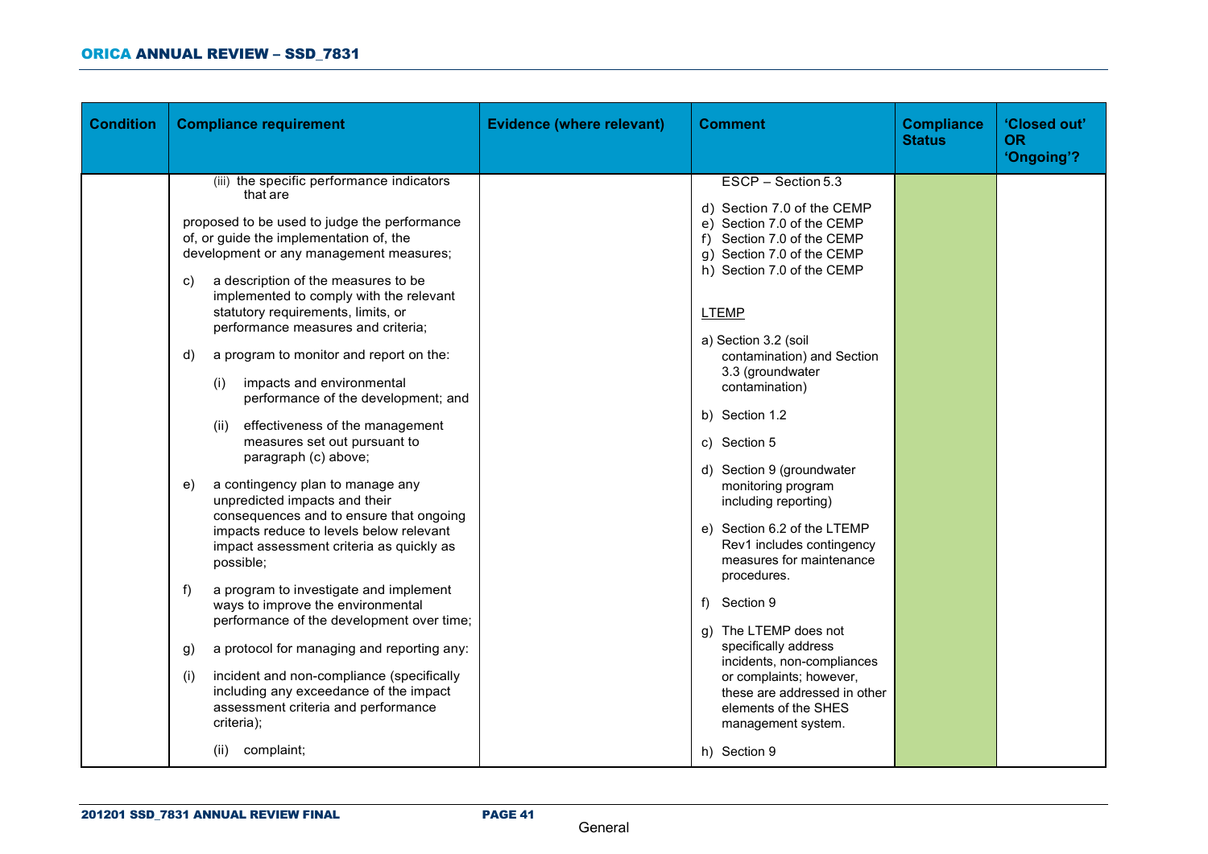| Condition | Compliance requirement | Evidence (where relevant) | Comment | Compliance Status | 'Closed out' OR 'Ongoing'? |
|---|---|---|---|---|---|
| | (iii) the specific performance indicators that are<br><br>proposed to be used to judge the performance of, or guide the implementation of, the development or any management measures;<br><br>c) a description of the measures to be implemented to comply with the relevant statutory requirements, limits, or performance measures and criteria;<br><br>d) a program to monitor and report on the:<br><br>(i) impacts and environmental performance of the development; and<br><br>(ii) effectiveness of the management measures set out pursuant to paragraph (c) above;<br><br>e) a contingency plan to manage any unpredicted impacts and their consequences and to ensure that ongoing impacts reduce to levels below relevant impact assessment criteria as quickly as possible;<br><br>f) a program to investigate and implement ways to improve the environmental performance of the development over time;<br><br>g) a protocol for managing and reporting any:<br><br>(i) incident and non-compliance (specifically including any exceedance of the impact assessment criteria and performance criteria);<br><br>(ii) complaint; | | ESCP – Section 5.3<br><br>d) Section 7.0 of the CEMP<br>e) Section 7.0 of the CEMP<br>f) Section 7.0 of the CEMP<br>g) Section 7.0 of the CEMP<br>h) Section 7.0 of the CEMP<br><br>LTEMP<br><br>a) Section 3.2 (soil contamination) and Section 3.3 (groundwater contamination)<br><br>b) Section 1.2<br><br>c) Section 5<br><br>d) Section 9 (groundwater monitoring program including reporting)<br><br>e) Section 6.2 of the LTEMP Rev1 includes contingency measures for maintenance procedures.<br><br>f) Section 9<br><br>g) The LTEMP does not specifically address incidents, non-compliances or complaints; however, these are addressed in other elements of the SHES management system.<br><br>h) Section 9 | | |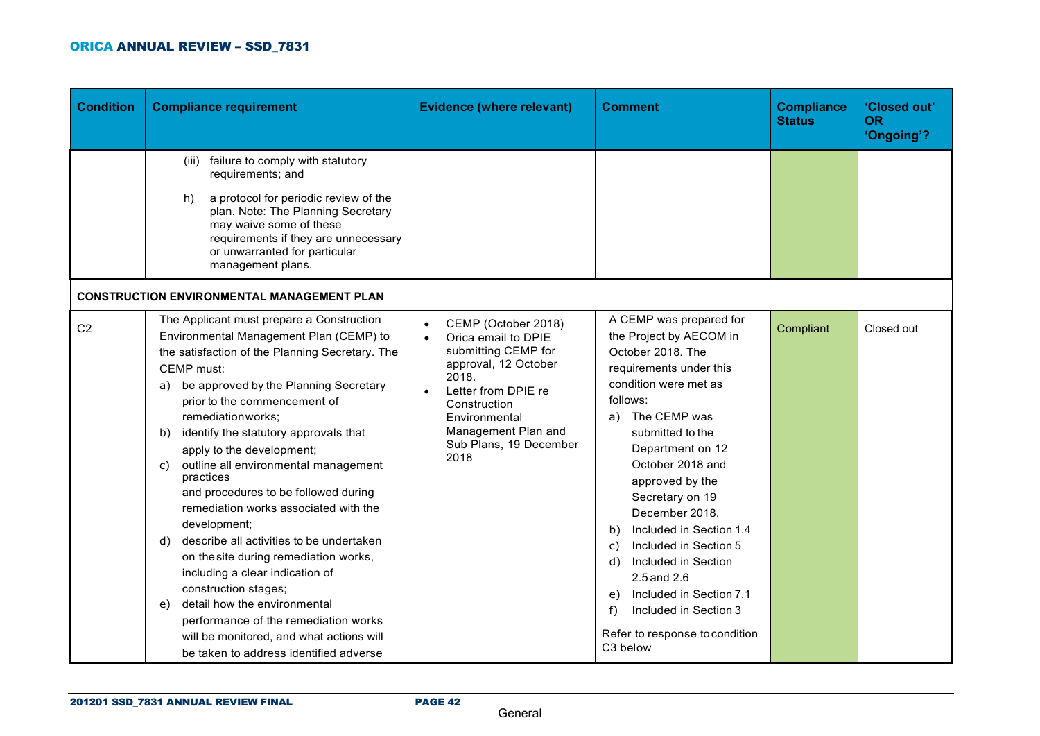| Condition | Compliance requirement | Evidence (where relevant) | Comment | Compliance Status | 'Closed out' OR 'Ongoing'? |
|---|---|---|---|---|---|
| | (iii) failure to comply with statutory requirements; and<br><br>h) a protocol for periodic review of the plan. Note: The Planning Secretary may waive some of these requirements if they are unnecessary or unwarranted for particular management plans. | | | | |
| **CONSTRUCTION ENVIRONMENTAL MANAGEMENT PLAN** | | | | | |
| C2 | The Applicant must prepare a Construction Environmental Management Plan (CEMP) to the satisfaction of the Planning Secretary. The CEMP must:<br>a) be approved by the Planning Secretary prior to the commencement of remediation works;<br>b) identify the statutory approvals that apply to the development;<br>c) outline all environmental management practices and procedures to be followed during remediation works associated with the development;<br>d) describe all activities to be undertaken on the site during remediation works, including a clear indication of construction stages;<br>e) detail how the environmental performance of the remediation works will be monitored, and what actions will be taken to address identified adverse | • CEMP (October 2018)<br>• Orica email to DPIE submitting CEMP for approval, 12 October 2018.<br>• Letter from DPIE re Construction Environmental Management Plan and Sub Plans, 19 December 2018 | A CEMP was prepared for the Project by AECOM in October 2018. The requirements under this condition were met as follows:<br>a) The CEMP was submitted to the Department on 12 October 2018 and approved by the Secretary on 19 December 2018.<br>b) Included in Section 1.4<br>c) Included in Section 5<br>d) Included in Section 2.5 and 2.6<br>e) Included in Section 7.1<br>f) Included in Section 3<br><br>Refer to response to condition C3 below | Compliant | Closed out |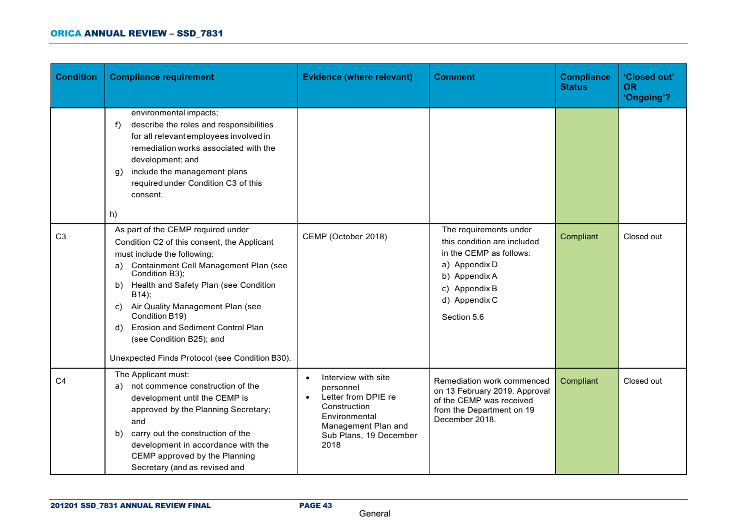| Condition | Compliance requirement | Evidence (where relevant) | Comment | Compliance Status | 'Closed out' OR 'Ongoing'? |
|---|---|---|---|---|---|
| | environmental impacts;<br>f) describe the roles and responsibilities for all relevant employees involved in remediation works associated with the development; and<br>g) include the management plans required under Condition C3 of this consent.<br>h) | | | | |
| C3 | As part of the CEMP required under Condition C2 of this consent, the Applicant must include the following:<br>a) Containment Cell Management Plan (see Condition B3);<br>b) Health and Safety Plan (see Condition B14);<br>c) Air Quality Management Plan (see Condition B19)<br>d) Erosion and Sediment Control Plan (see Condition B25); and<br>Unexpected Finds Protocol (see Condition B30). | CEMP (October 2018) | The requirements under this condition are included in the CEMP as follows:<br>a) Appendix D<br>b) Appendix A<br>c) Appendix B<br>d) Appendix C<br>Section 5.6 | Compliant | Closed out |
| C4 | The Applicant must:<br>a) not commence construction of the development until the CEMP is approved by the Planning Secretary; and<br>b) carry out the construction of the development in accordance with the CEMP approved by the Planning Secretary (and as revised and | • Interview with site personnel<br>• Letter from DPIE re Construction Environmental Management Plan and Sub Plans, 19 December 2018 | Remediation work commenced on 13 February 2019. Approval of the CEMP was received from the Department on 19 December 2018. | Compliant | Closed out |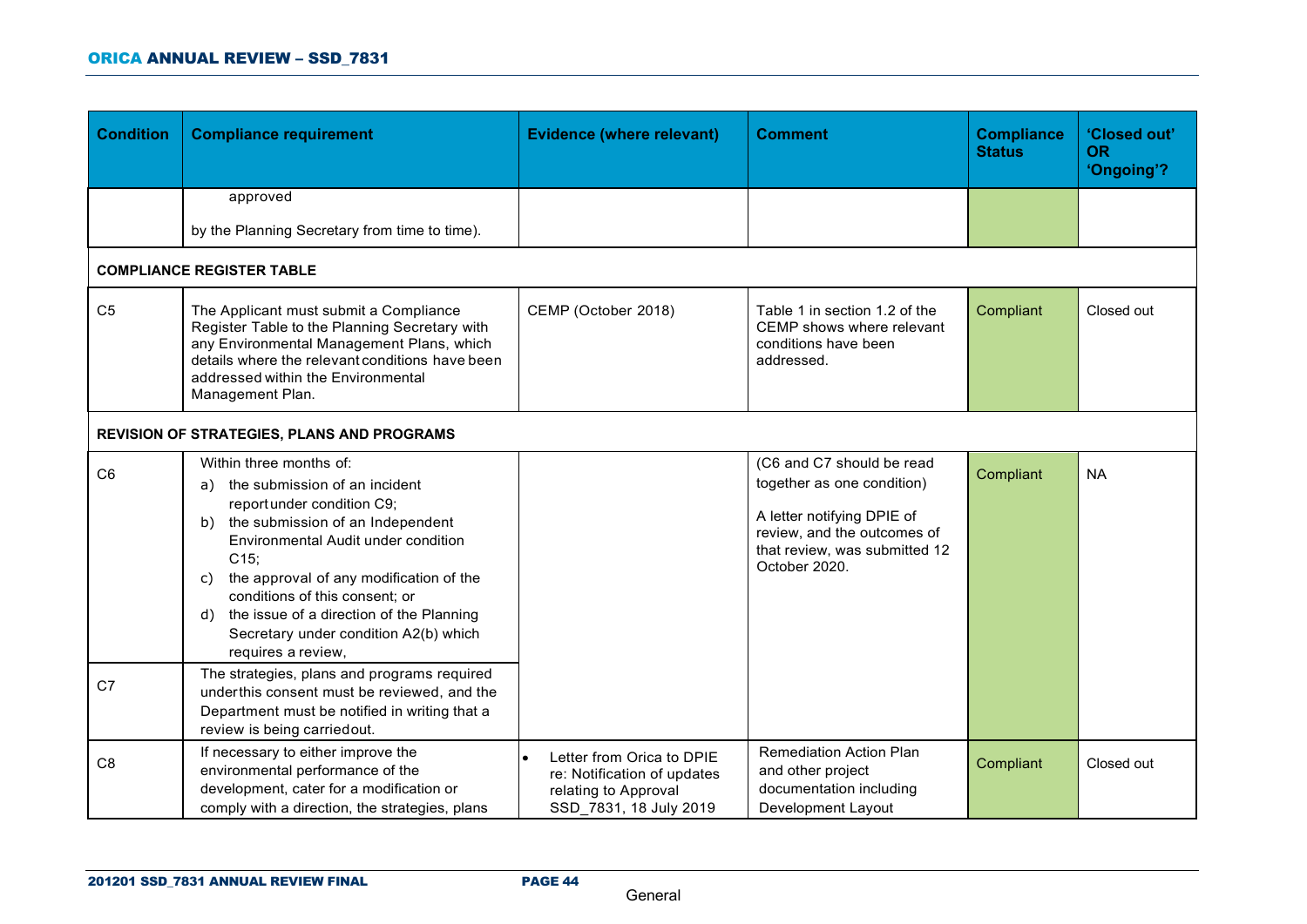| Condition | Compliance requirement | Evidence (where relevant) | Comment | Compliance Status | 'Closed out' OR 'Ongoing'? |
|---|---|---|---|---|---|
| | approved<br><br>by the Planning Secretary from time to time). | | | | |
| **COMPLIANCE REGISTER TABLE** | | | | | |
| C5 | The Applicant must submit a Compliance Register Table to the Planning Secretary with any Environmental Management Plans, which details where the relevant conditions have been addressed within the Environmental Management Plan. | CEMP (October 2018) | Table 1 in section 1.2 of the CEMP shows where relevant conditions have been addressed. | Compliant | Closed out |
| **REVISION OF STRATEGIES, PLANS AND PROGRAMS** | | | | | |
| C6 | Within three months of:<br>a) the submission of an incident report under condition C9;<br>b) the submission of an Independent Environmental Audit under condition C15;<br>c) the approval of any modification of the conditions of this consent; or<br>d) the issue of a direction of the Planning Secretary under condition A2(b) which requires a review, | | (C6 and C7 should be read together as one condition)<br><br>A letter notifying DPIE of review, and the outcomes of that review, was submitted 12 October 2020. | Compliant | NA |
| C7 | The strategies, plans and programs required under this consent must be reviewed, and the Department must be notified in writing that a review is being carried out. | | | | |
| C8 | If necessary to either improve the environmental performance of the development, cater for a modification or comply with a direction, the strategies, plans | • Letter from Orica to DPIE re: Notification of updates relating to Approval SSD_7831, 18 July 2019 | Remediation Action Plan and other project documentation including Development Layout | Compliant | Closed out |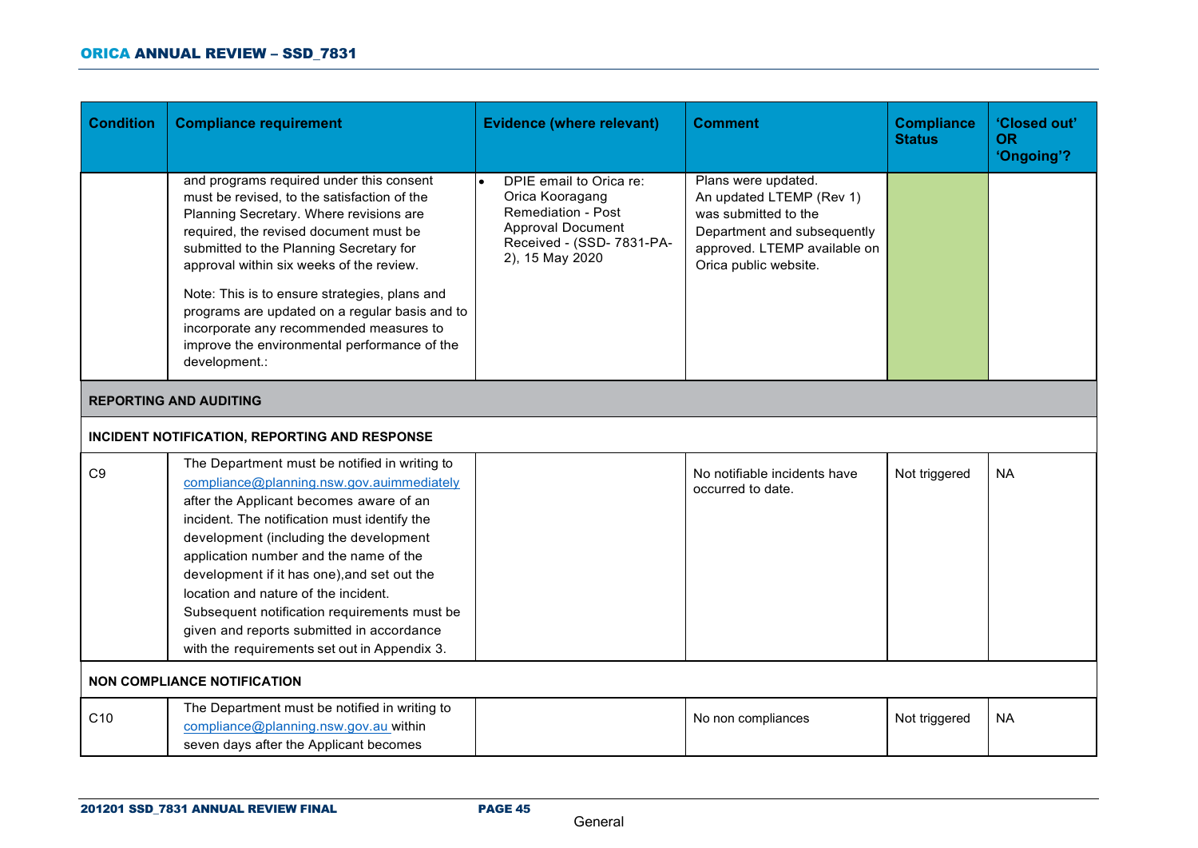| Condition | Compliance requirement | Evidence (where relevant) | Comment | Compliance Status | 'Closed out' OR 'Ongoing'? |
|---|---|---|---|---|---|
| | and programs required under this consent must be revised, to the satisfaction of the Planning Secretary. Where revisions are required, the revised document must be submitted to the Planning Secretary for approval within six weeks of the review.<br><br>Note: This is to ensure strategies, plans and programs are updated on a regular basis and to incorporate any recommended measures to improve the environmental performance of the development.: | • DPIE email to Orica re: Orica Kooragang Remediation - Post Approval Document Received - (SSD- 7831-PA-2), 15 May 2020 | Plans were updated.<br>An updated LTEMP (Rev 1) was submitted to the Department and subsequently approved. LTEMP available on Orica public website. | | |
| **REPORTING AND AUDITING** | | | | | |
| **INCIDENT NOTIFICATION, REPORTING AND RESPONSE** | | | | | |
| C9 | The Department must be notified in writing to compliance@planning.nsw.gov.auimmediately after the Applicant becomes aware of an incident. The notification must identify the development (including the development application number and the name of the development if it has one),and set out the location and nature of the incident. Subsequent notification requirements must be given and reports submitted in accordance with the requirements set out in Appendix 3. | | No notifiable incidents have occurred to date. | Not triggered | NA |
| **NON COMPLIANCE NOTIFICATION** | | | | | |
| C10 | The Department must be notified in writing to compliance@planning.nsw.gov.au within seven days after the Applicant becomes | | No non compliances | Not triggered | NA |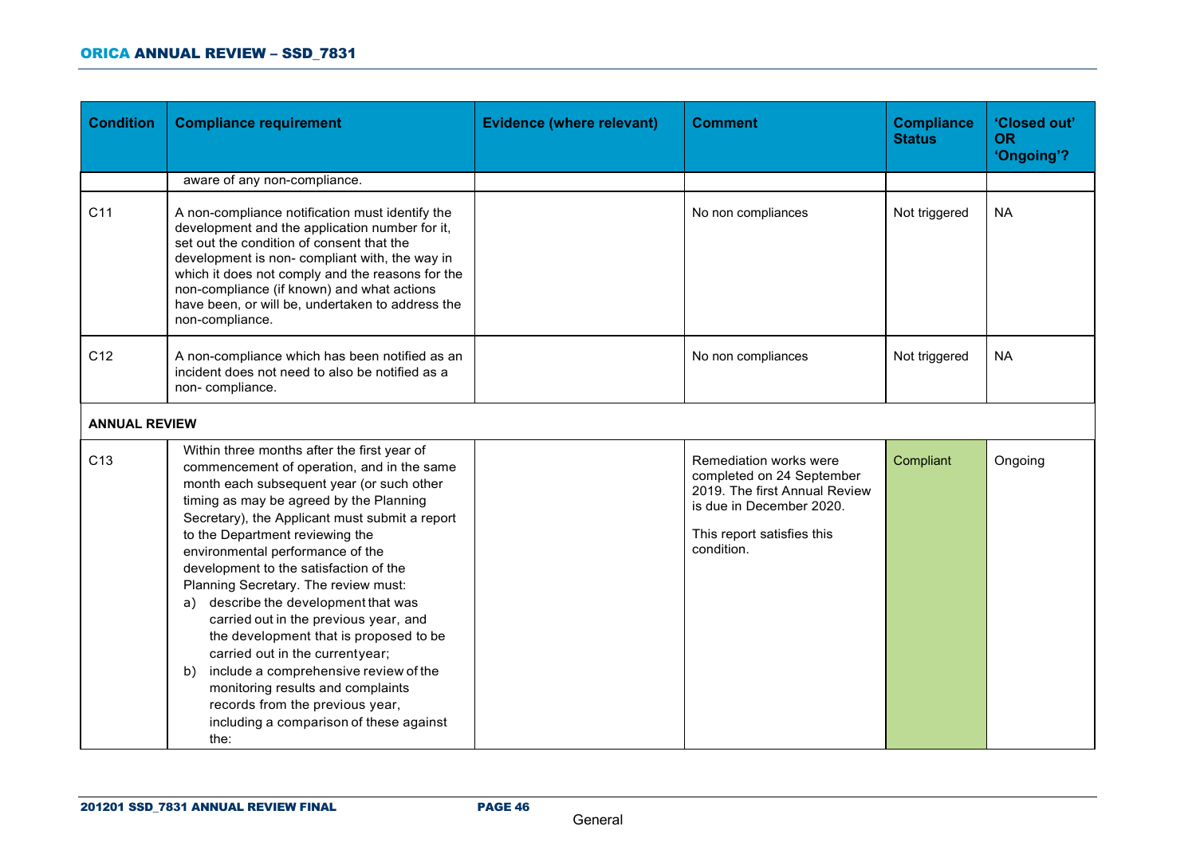| Condition | Compliance requirement | Evidence (where relevant) | Comment | Compliance Status | 'Closed out' OR 'Ongoing'? |
|---|---|---|---|---|---|
| | aware of any non-compliance. | | | | |
| C11 | A non-compliance notification must identify the development and the application number for it, set out the condition of consent that the development is non- compliant with, the way in which it does not comply and the reasons for the non-compliance (if known) and what actions have been, or will be, undertaken to address the non-compliance. | | No non compliances | Not triggered | NA |
| C12 | A non-compliance which has been notified as an incident does not need to also be notified as a non- compliance. | | No non compliances | Not triggered | NA |
| **ANNUAL REVIEW** | | | | | |
| C13 | Within three months after the first year of commencement of operation, and in the same month each subsequent year (or such other timing as may be agreed by the Planning Secretary), the Applicant must submit a report to the Department reviewing the environmental performance of the development to the satisfaction of the Planning Secretary. The review must:<br>a) describe the development that was carried out in the previous year, and the development that is proposed to be carried out in the currentyear;<br>b) include a comprehensive review of the monitoring results and complaints records from the previous year, including a comparison of these against the: | | Remediation works were completed on 24 September 2019. The first Annual Review is due in December 2020.<br><br>This report satisfies this condition. | Compliant | Ongoing |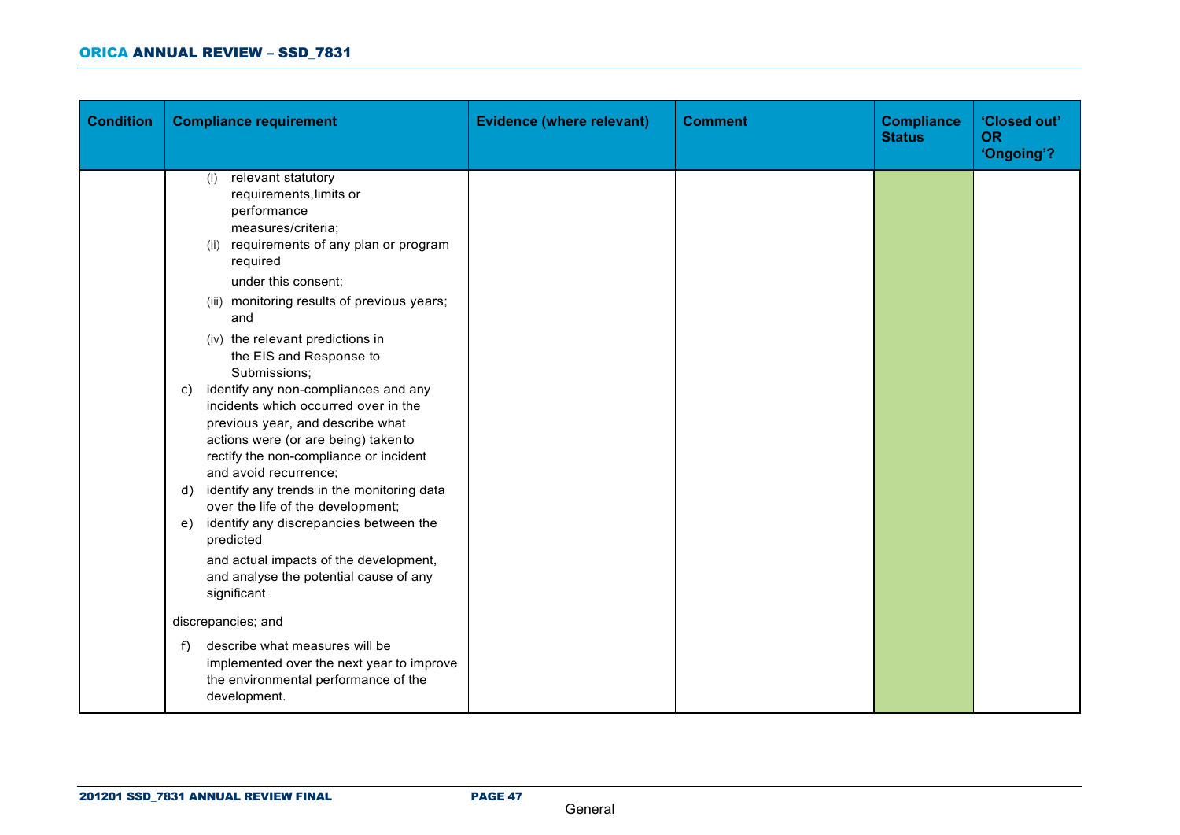| Condition | Compliance requirement | Evidence (where relevant) | Comment | Compliance Status | 'Closed out' OR 'Ongoing'? |
|---|---|---|---|---|---|
| | (i) relevant statutory requirements, limits or performance measures/criteria;<br>(ii) requirements of any plan or program required under this consent;<br>(iii) monitoring results of previous years; and<br>(iv) the relevant predictions in the EIS and Response to Submissions;<br>c) identify any non-compliances and any incidents which occurred over in the previous year, and describe what actions were (or are being) taken to rectify the non-compliance or incident and avoid recurrence;<br>d) identify any trends in the monitoring data over the life of the development;<br>e) identify any discrepancies between the predicted and actual impacts of the development, and analyse the potential cause of any significant discrepancies; and<br>f) describe what measures will be implemented over the next year to improve the environmental performance of the development. | | | | |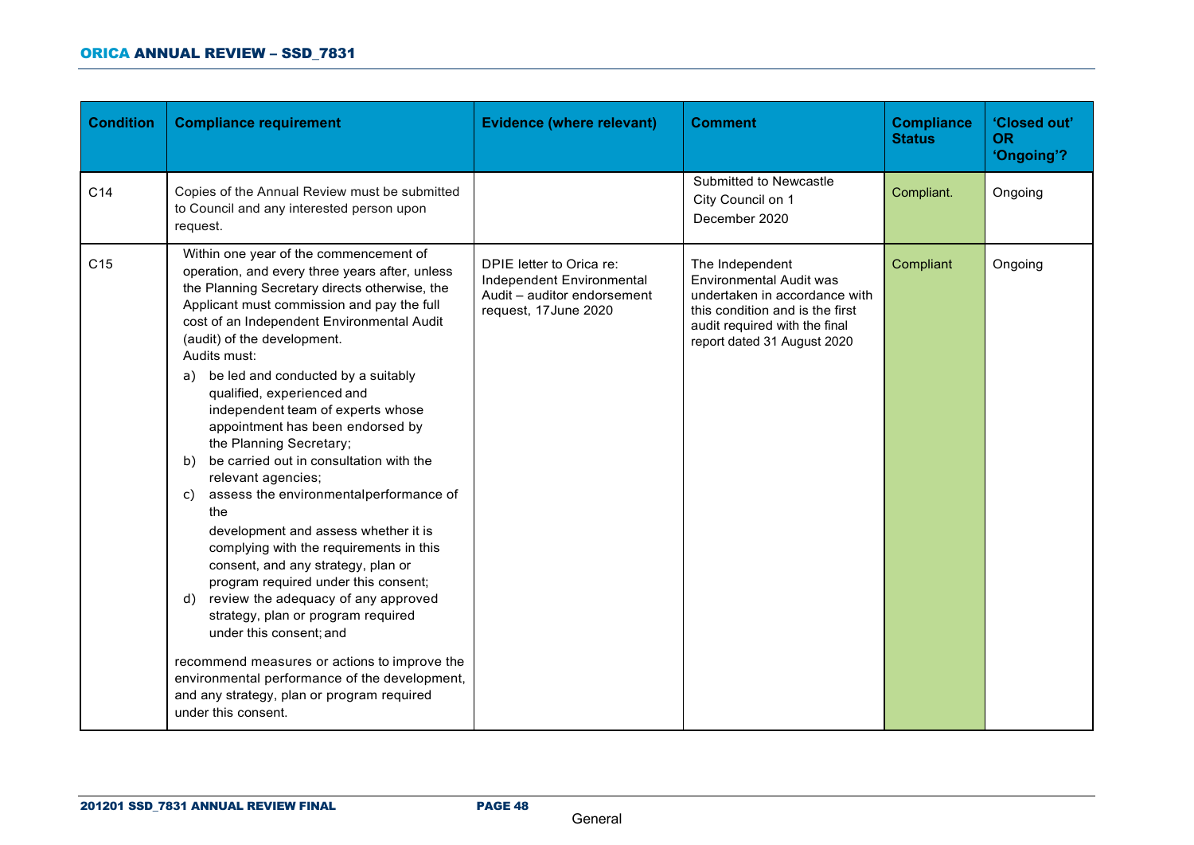| Condition | Compliance requirement | Evidence (where relevant) | Comment | Compliance Status | 'Closed out' OR 'Ongoing'? |
|---|---|---|---|---|---|
| C14 | Copies of the Annual Review must be submitted to Council and any interested person upon request. | | Submitted to Newcastle City Council on 1 December 2020 | Compliant. | Ongoing |
| C15 | Within one year of the commencement of operation, and every three years after, unless the Planning Secretary directs otherwise, the Applicant must commission and pay the full cost of an Independent Environmental Audit (audit) of the development.<br>Audits must:<br>a) be led and conducted by a suitably qualified, experienced and independent team of experts whose appointment has been endorsed by the Planning Secretary;<br>b) be carried out in consultation with the relevant agencies;<br>c) assess the environmentalperformance of the development and assess whether it is complying with the requirements in this consent, and any strategy, plan or program required under this consent;<br>d) review the adequacy of any approved strategy, plan or program required under this consent; and<br>recommend measures or actions to improve the environmental performance of the development, and any strategy, plan or program required under this consent. | DPIE letter to Orica re: Independent Environmental Audit – auditor endorsement request, 17June 2020 | The Independent Environmental Audit was undertaken in accordance with this condition and is the first audit required with the final report dated 31 August 2020 | Compliant | Ongoing |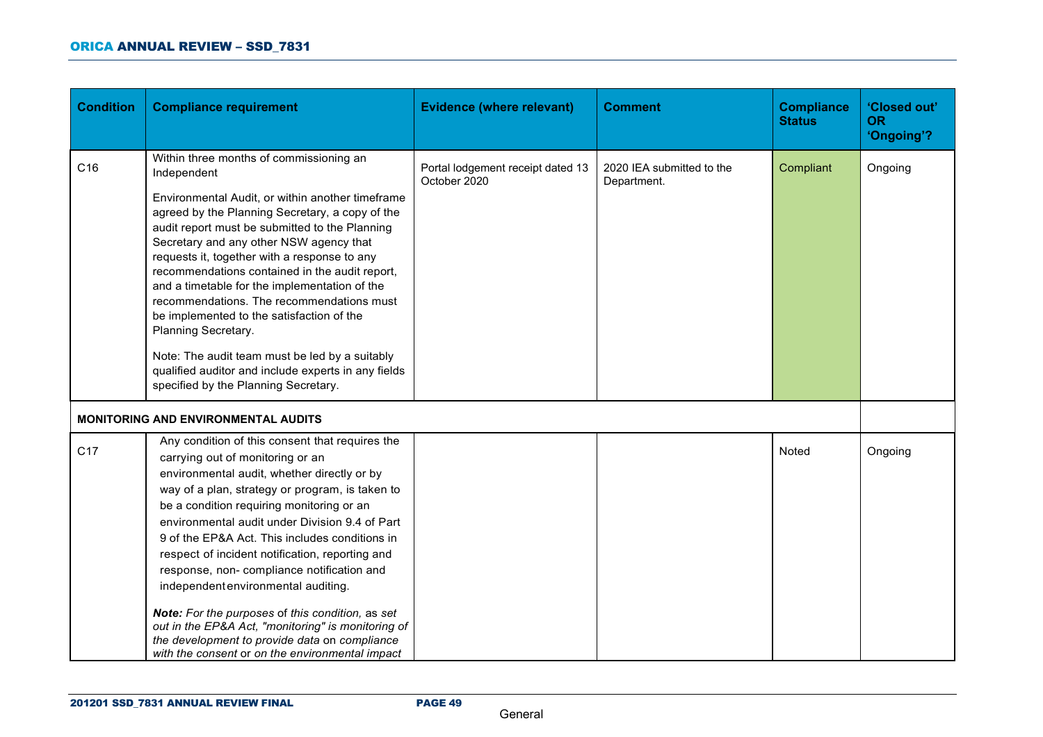| Condition | Compliance requirement | Evidence (where relevant) | Comment | Compliance Status | 'Closed out' OR 'Ongoing'? |
|---|---|---|---|---|---|
| C16 | Within three months of commissioning an Independent<br><br>Environmental Audit, or within another timeframe agreed by the Planning Secretary, a copy of the audit report must be submitted to the Planning Secretary and any other NSW agency that requests it, together with a response to any recommendations contained in the audit report, and a timetable for the implementation of the recommendations. The recommendations must be implemented to the satisfaction of the Planning Secretary.<br><br>Note: The audit team must be led by a suitably qualified auditor and include experts in any fields specified by the Planning Secretary. | Portal lodgement receipt dated 13 October 2020 | 2020 IEA submitted to the Department. | Compliant | Ongoing |
| **MONITORING AND ENVIRONMENTAL AUDITS** | | | | | |
| C17 | Any condition of this consent that requires the carrying out of monitoring or an environmental audit, whether directly or by way of a plan, strategy or program, is taken to be a condition requiring monitoring or an environmental audit under Division 9.4 of Part 9 of the EP&A Act. This includes conditions in respect of incident notification, reporting and response, non- compliance notification and independent environmental auditing.<br><br>***Note:*** *For the purposes of this condition, as set out in the EP&A Act, "monitoring" is monitoring of the development to provide data on compliance with the consent or on the environmental impact* | | | Noted | Ongoing |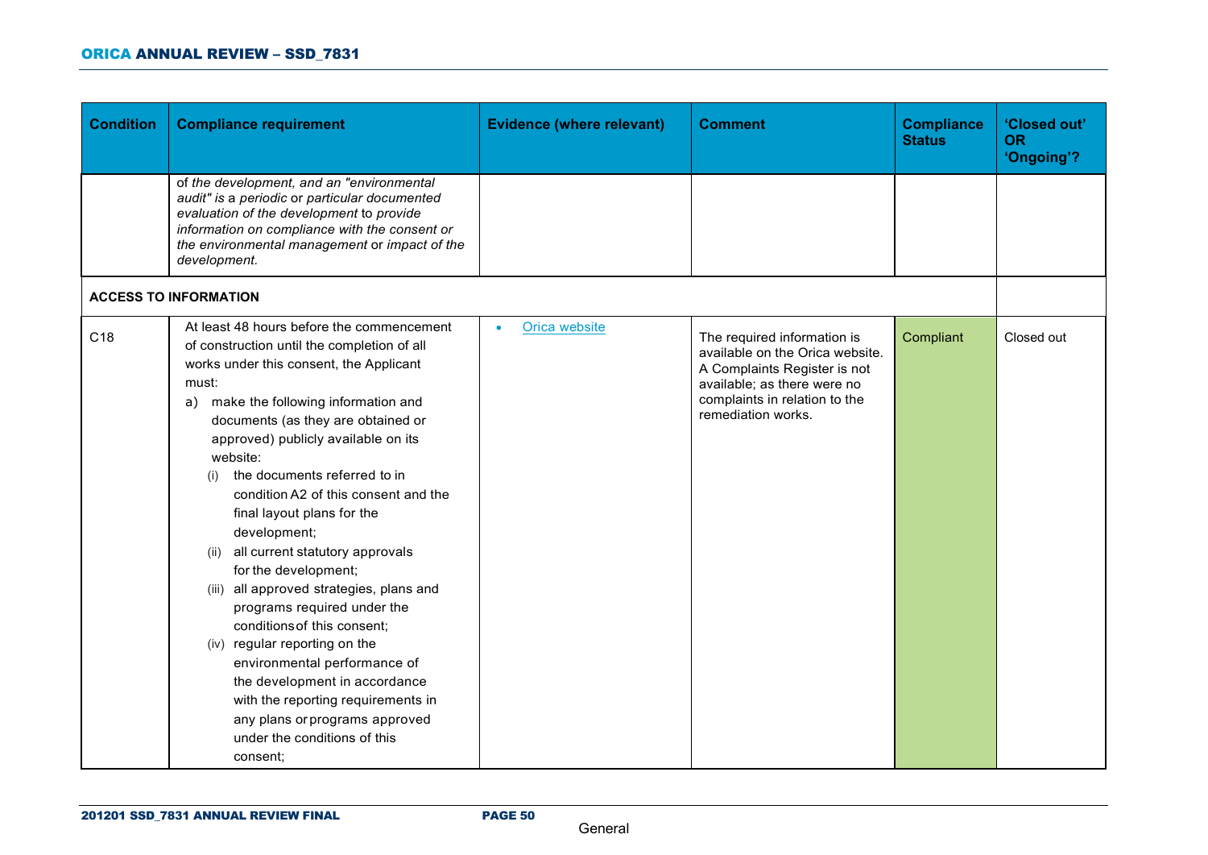| Condition | Compliance requirement | Evidence (where relevant) | Comment | Compliance Status | 'Closed out' OR 'Ongoing'? |
|---|---|---|---|---|---|
| | of *the development*, and an *"environmental audit"* is a *periodic* or *particular documented evaluation of the development* to *provide information on compliance with the consent or the environmental management* or *impact of the development.* | | | | |
| **ACCESS TO INFORMATION** | | | | | |
| C18 | At least 48 hours before the commencement of construction until the completion of all works under this consent, the Applicant must:<br>a) make the following information and documents (as they are obtained or approved) publicly available on its website:<br>(i) the documents referred to in condition A2 of this consent and the final layout plans for the development;<br>(ii) all current statutory approvals for the development;<br>(iii) all approved strategies, plans and programs required under the conditions of this consent;<br>(iv) regular reporting on the environmental performance of the development in accordance with the reporting requirements in any plans or programs approved under the conditions of this consent; | • Orica website | The required information is available on the Orica website. A Complaints Register is not available; as there were no complaints in relation to the remediation works. | Compliant | Closed out |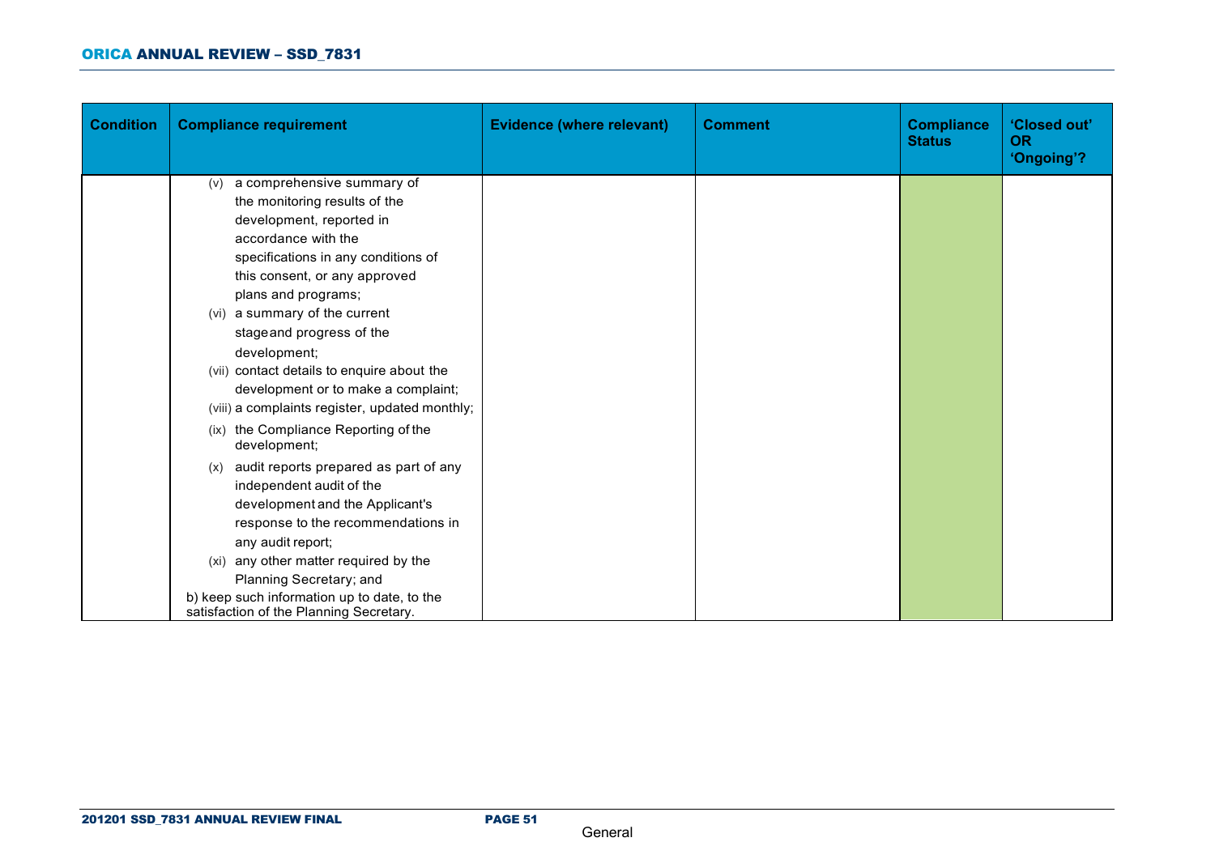| Condition | Compliance requirement | Evidence (where relevant) | Comment | Compliance Status | 'Closed out' OR 'Ongoing'? |
|---|---|---|---|---|---|
| | (v) a comprehensive summary of the monitoring results of the development, reported in accordance with the specifications in any conditions of this consent, or any approved plans and programs;<br>(vi) a summary of the current stage and progress of the development;<br>(vii) contact details to enquire about the development or to make a complaint;<br>(viii) a complaints register, updated monthly;<br>(ix) the Compliance Reporting of the development;<br>(x) audit reports prepared as part of any independent audit of the development and the Applicant's response to the recommendations in any audit report;<br>(xi) any other matter required by the Planning Secretary; and<br>b) keep such information up to date, to the satisfaction of the Planning Secretary. | | | | |